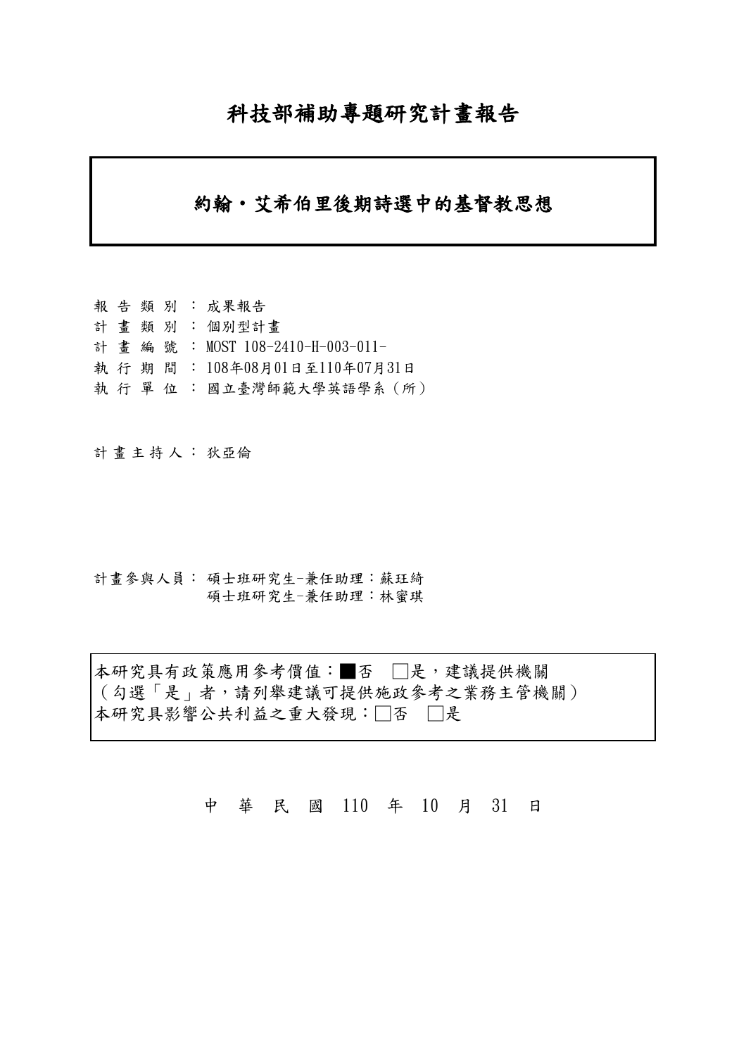# 科技部補助專題研究計畫報告

## 約翰・艾希伯里後期詩選中的基督教思想

報 告 類 別 ： 成果報告
計 畫 類 別 ： 個別型計畫
計 畫 編 號 ： MOST 108-2410-H-003-011-
執 行 期 間 ： 108年08月01日至110年07月31日
執 行 單 位 ： 國立臺灣師範大學英語學系（所）

計 畫 主 持 人 ： 狄亞倫

計畫參與人員： 碩士班研究生-兼任助理：蘇玨綺
碩士班研究生-兼任助理：林蜜琪

本研究具有政策應用參考價值：■否　□是，建議提供機關
（勾選「是」者，請列舉建議可提供施政參考之業務主管機關）
本研究具影響公共利益之重大發現：□否　□是

中 華 民 國 110 年 10 月 31 日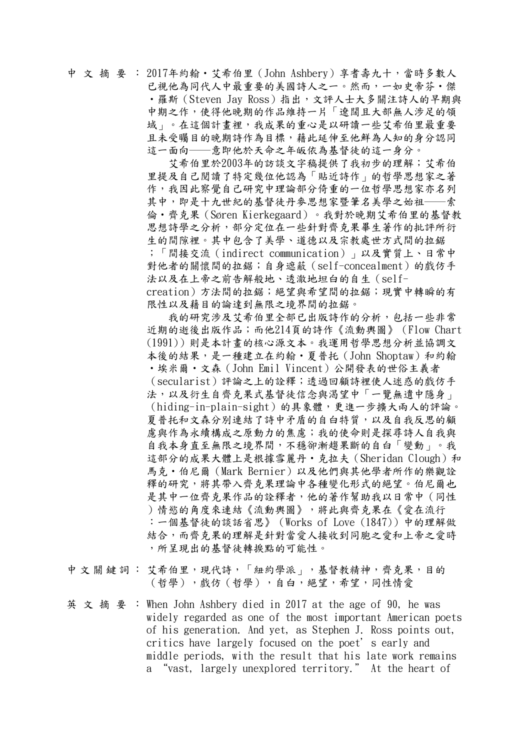中文摘要：2017年約翰・艾希伯里（John Ashbery）享耆壽九十，當時多數人已視他為同代人中最重要的美國詩人之一。然而，一如史帝芬・傑・羅斯（Steven Jay Ross）指出，文評人士大多關注詩人的早期與中期之作，使得他晚期的作品維持一片「遼闊且大部無人涉足的領域」。在這個計畫裡，我成果的重心是以研讀一些艾希伯里最重要且未受矚目的晚期詩作為目標，藉此延伸至他鮮為人知的身分認同這一面向——意即他於天命之年皈依為基督徒的這一身分。

艾希伯里於2003年的訪談文字稿提供了我初步的理解；艾希伯里提及自己閱讀了特定幾位他認為「貼近詩作」的哲學思想家之著作，我因此察覺自己研究中理論部分倚重的一位哲學思想家亦名列其中，即是十九世紀的基督徒丹麥思想家暨筆名美學之始祖——索倫・齊克果（Søren Kierkegaard）。我對於晚期艾希伯里的基督教思想詩學之分析，部分定位在一些針對齊克果畢生著作的批評所衍生的間隙裡。其中包含了美學、道德以及宗教處世方式間的拉鋸；「間接交流（indirect communication）」以及實質上、日常中對他者的關懷間的拉鋸；自身遮蔽（self-concealment）的戲仿手法以及在上帝之前告解般地、透澈地坦白的自生（self-creation）方法間的拉鋸；絕望與希望間的拉鋸；現實中轉瞬的有限性以及藉目的論達到無限之境界間的拉鋸。

我的研究涉及艾希伯里全部已出版詩作的分析，包括一些非常近期的逝後出版作品；而他214頁的詩作《流動輿圖》（Flow Chart (1991)）則是本計畫的核心源文本。我運用哲學思想分析並協調文本後的結果，是一種建立在約翰・夏普托（John Shoptaw）和約翰・埃米爾・文森（John Emil Vincent）公開發表的世俗主義者（secularist）評論之上的詮釋；透過回顧詩裡使人迷惑的戲仿手法，以及衍生自齊克果式基督徒信念與渴望中「一覽無遺中隱身」（hiding-in-plain-sight）的具象體，更進一步擴大兩人的評論。夏普托和文森分別連結了詩中矛盾的自白特質，以及自我反思的顧慮與作為永續構成之原動力的焦慮；我的使命則是探尋詩人自我與自我本身直至無限之境界間，不穩卻漸趨果斷的自白「變動」。我這部分的成果大體上是根據雪麗丹・克拉夫（Sheridan Clough）和馬克・伯尼爾（Mark Bernier）以及他們與其他學者所作的樂觀詮釋的研究，將其帶入齊克果理論中各種變化形式的絕望。伯尼爾也是其中一位齊克果作品的詮釋者，他的著作幫助我以日常中（同性）情慾的角度來連結《流動輿圖》，將此與齊克果在《愛在流行：一個基督徒的談話省思》（Works of Love (1847)）中的理解做結合，而齊克果的理解是針對當愛人接收到同胞之愛和上帝之愛時，所呈現出的基督徒轉捩點的可能性。

中文關鍵詞：艾希伯里，現代詩，「紐約學派」，基督教精神，齊克果，目的（哲學），戲仿（哲學），自白，絕望，希望，同性情愛

英文摘要：When John Ashbery died in 2017 at the age of 90, he was widely regarded as one of the most important American poets of his generation. And yet, as Stephen J. Ross points out, critics have largely focused on the poet's early and middle periods, with the result that his late work remains a "vast, largely unexplored territory." At the heart of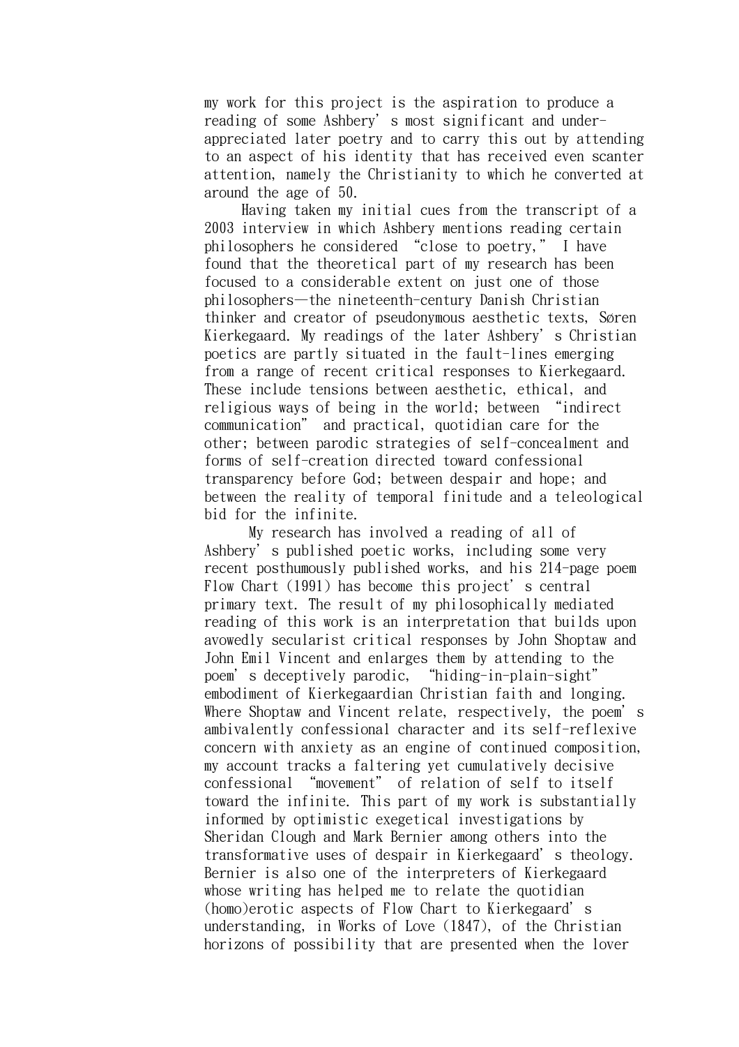my work for this project is the aspiration to produce a reading of some Ashbery's most significant and under-appreciated later poetry and to carry this out by attending to an aspect of his identity that has received even scanter attention, namely the Christianity to which he converted at around the age of 50.

Having taken my initial cues from the transcript of a 2003 interview in which Ashbery mentions reading certain philosophers he considered "close to poetry," I have found that the theoretical part of my research has been focused to a considerable extent on just one of those philosophers—the nineteenth-century Danish Christian thinker and creator of pseudonymous aesthetic texts, Søren Kierkegaard. My readings of the later Ashbery's Christian poetics are partly situated in the fault-lines emerging from a range of recent critical responses to Kierkegaard. These include tensions between aesthetic, ethical, and religious ways of being in the world; between "indirect communication" and practical, quotidian care for the other; between parodic strategies of self-concealment and forms of self-creation directed toward confessional transparency before God; between despair and hope; and between the reality of temporal finitude and a teleological bid for the infinite.

My research has involved a reading of all of Ashbery's published poetic works, including some very recent posthumously published works, and his 214-page poem Flow Chart (1991) has become this project's central primary text. The result of my philosophically mediated reading of this work is an interpretation that builds upon avowedly secularist critical responses by John Shoptaw and John Emil Vincent and enlarges them by attending to the poem's deceptively parodic, "hiding-in-plain-sight" embodiment of Kierkegaardian Christian faith and longing. Where Shoptaw and Vincent relate, respectively, the poem's ambivalently confessional character and its self-reflexive concern with anxiety as an engine of continued composition, my account tracks a faltering yet cumulatively decisive confessional "movement" of relation of self to itself toward the infinite. This part of my work is substantially informed by optimistic exegetical investigations by Sheridan Clough and Mark Bernier among others into the transformative uses of despair in Kierkegaard's theology. Bernier is also one of the interpreters of Kierkegaard whose writing has helped me to relate the quotidian (homo)erotic aspects of Flow Chart to Kierkegaard's understanding, in Works of Love (1847), of the Christian horizons of possibility that are presented when the lover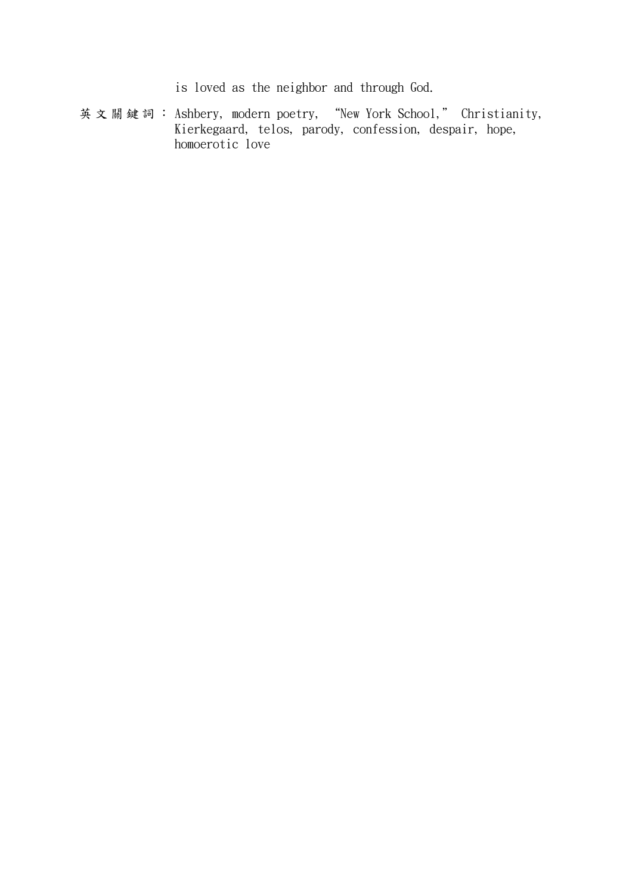is loved as the neighbor and through God.

英文關鍵詞： Ashbery, modern poetry, “New York School,” Christianity, Kierkegaard, telos, parody, confession, despair, hope, homoerotic love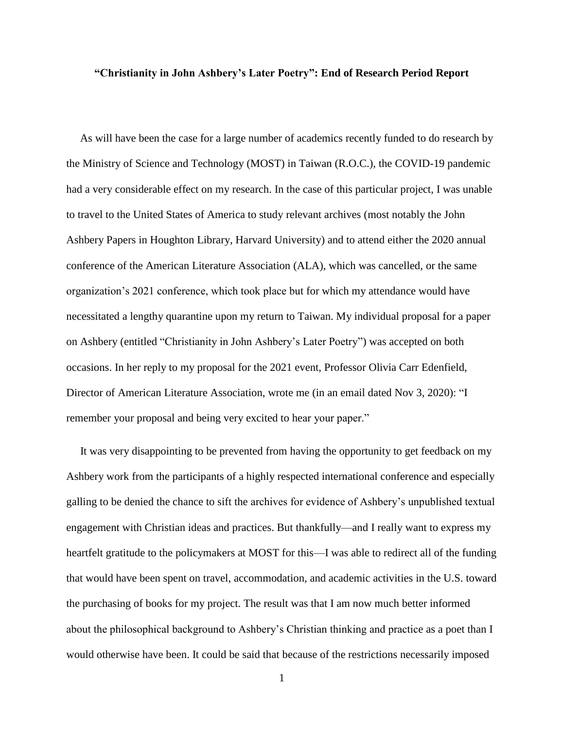**“Christianity in John Ashbery’s Later Poetry”: End of Research Period Report**

As will have been the case for a large number of academics recently funded to do research by the Ministry of Science and Technology (MOST) in Taiwan (R.O.C.), the COVID-19 pandemic had a very considerable effect on my research. In the case of this particular project, I was unable to travel to the United States of America to study relevant archives (most notably the John Ashbery Papers in Houghton Library, Harvard University) and to attend either the 2020 annual conference of the American Literature Association (ALA), which was cancelled, or the same organization’s 2021 conference, which took place but for which my attendance would have necessitated a lengthy quarantine upon my return to Taiwan. My individual proposal for a paper on Ashbery (entitled “Christianity in John Ashbery’s Later Poetry”) was accepted on both occasions. In her reply to my proposal for the 2021 event, Professor Olivia Carr Edenfield, Director of American Literature Association, wrote me (in an email dated Nov 3, 2020): “I remember your proposal and being very excited to hear your paper.”

It was very disappointing to be prevented from having the opportunity to get feedback on my Ashbery work from the participants of a highly respected international conference and especially galling to be denied the chance to sift the archives for evidence of Ashbery’s unpublished textual engagement with Christian ideas and practices. But thankfully—and I really want to express my heartfelt gratitude to the policymakers at MOST for this—I was able to redirect all of the funding that would have been spent on travel, accommodation, and academic activities in the U.S. toward the purchasing of books for my project. The result was that I am now much better informed about the philosophical background to Ashbery’s Christian thinking and practice as a poet than I would otherwise have been. It could be said that because of the restrictions necessarily imposed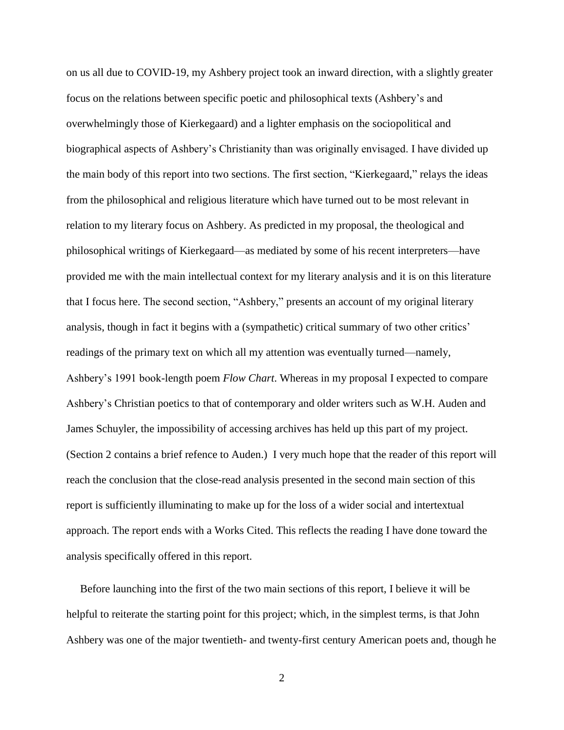on us all due to COVID-19, my Ashbery project took an inward direction, with a slightly greater focus on the relations between specific poetic and philosophical texts (Ashbery's and overwhelmingly those of Kierkegaard) and a lighter emphasis on the sociopolitical and biographical aspects of Ashbery's Christianity than was originally envisaged. I have divided up the main body of this report into two sections. The first section, "Kierkegaard," relays the ideas from the philosophical and religious literature which have turned out to be most relevant in relation to my literary focus on Ashbery. As predicted in my proposal, the theological and philosophical writings of Kierkegaard—as mediated by some of his recent interpreters—have provided me with the main intellectual context for my literary analysis and it is on this literature that I focus here. The second section, "Ashbery," presents an account of my original literary analysis, though in fact it begins with a (sympathetic) critical summary of two other critics' readings of the primary text on which all my attention was eventually turned—namely, Ashbery's 1991 book-length poem *Flow Chart*. Whereas in my proposal I expected to compare Ashbery's Christian poetics to that of contemporary and older writers such as W.H. Auden and James Schuyler, the impossibility of accessing archives has held up this part of my project. (Section 2 contains a brief refence to Auden.) I very much hope that the reader of this report will reach the conclusion that the close-read analysis presented in the second main section of this report is sufficiently illuminating to make up for the loss of a wider social and intertextual approach. The report ends with a Works Cited. This reflects the reading I have done toward the analysis specifically offered in this report.

Before launching into the first of the two main sections of this report, I believe it will be helpful to reiterate the starting point for this project; which, in the simplest terms, is that John Ashbery was one of the major twentieth- and twenty-first century American poets and, though he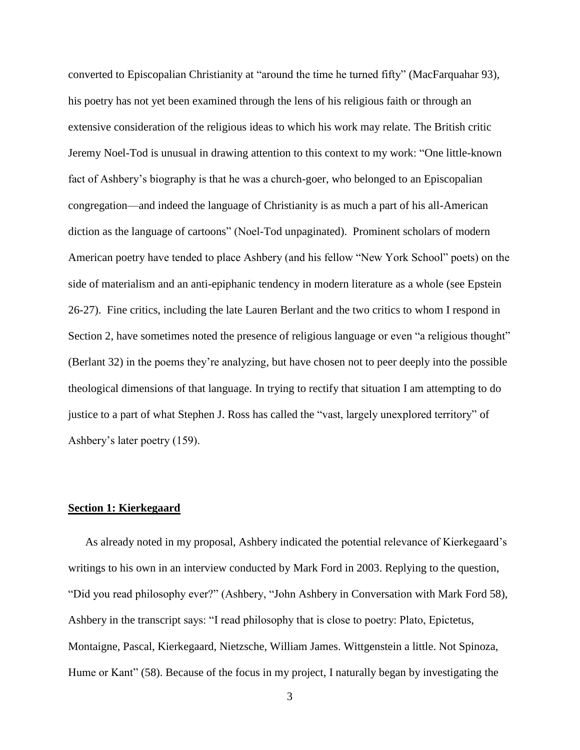converted to Episcopalian Christianity at "around the time he turned fifty" (MacFarquahar 93), his poetry has not yet been examined through the lens of his religious faith or through an extensive consideration of the religious ideas to which his work may relate. The British critic Jeremy Noel-Tod is unusual in drawing attention to this context to my work: "One little-known fact of Ashbery's biography is that he was a church-goer, who belonged to an Episcopalian congregation—and indeed the language of Christianity is as much a part of his all-American diction as the language of cartoons" (Noel-Tod unpaginated). Prominent scholars of modern American poetry have tended to place Ashbery (and his fellow "New York School" poets) on the side of materialism and an anti-epiphanic tendency in modern literature as a whole (see Epstein 26-27). Fine critics, including the late Lauren Berlant and the two critics to whom I respond in Section 2, have sometimes noted the presence of religious language or even "a religious thought" (Berlant 32) in the poems they're analyzing, but have chosen not to peer deeply into the possible theological dimensions of that language. In trying to rectify that situation I am attempting to do justice to a part of what Stephen J. Ross has called the "vast, largely unexplored territory" of Ashbery's later poetry (159).

## **Section 1: Kierkegaard**

As already noted in my proposal, Ashbery indicated the potential relevance of Kierkegaard's writings to his own in an interview conducted by Mark Ford in 2003. Replying to the question, "Did you read philosophy ever?" (Ashbery, "John Ashbery in Conversation with Mark Ford 58), Ashbery in the transcript says: "I read philosophy that is close to poetry: Plato, Epictetus, Montaigne, Pascal, Kierkegaard, Nietzsche, William James. Wittgenstein a little. Not Spinoza, Hume or Kant" (58). Because of the focus in my project, I naturally began by investigating the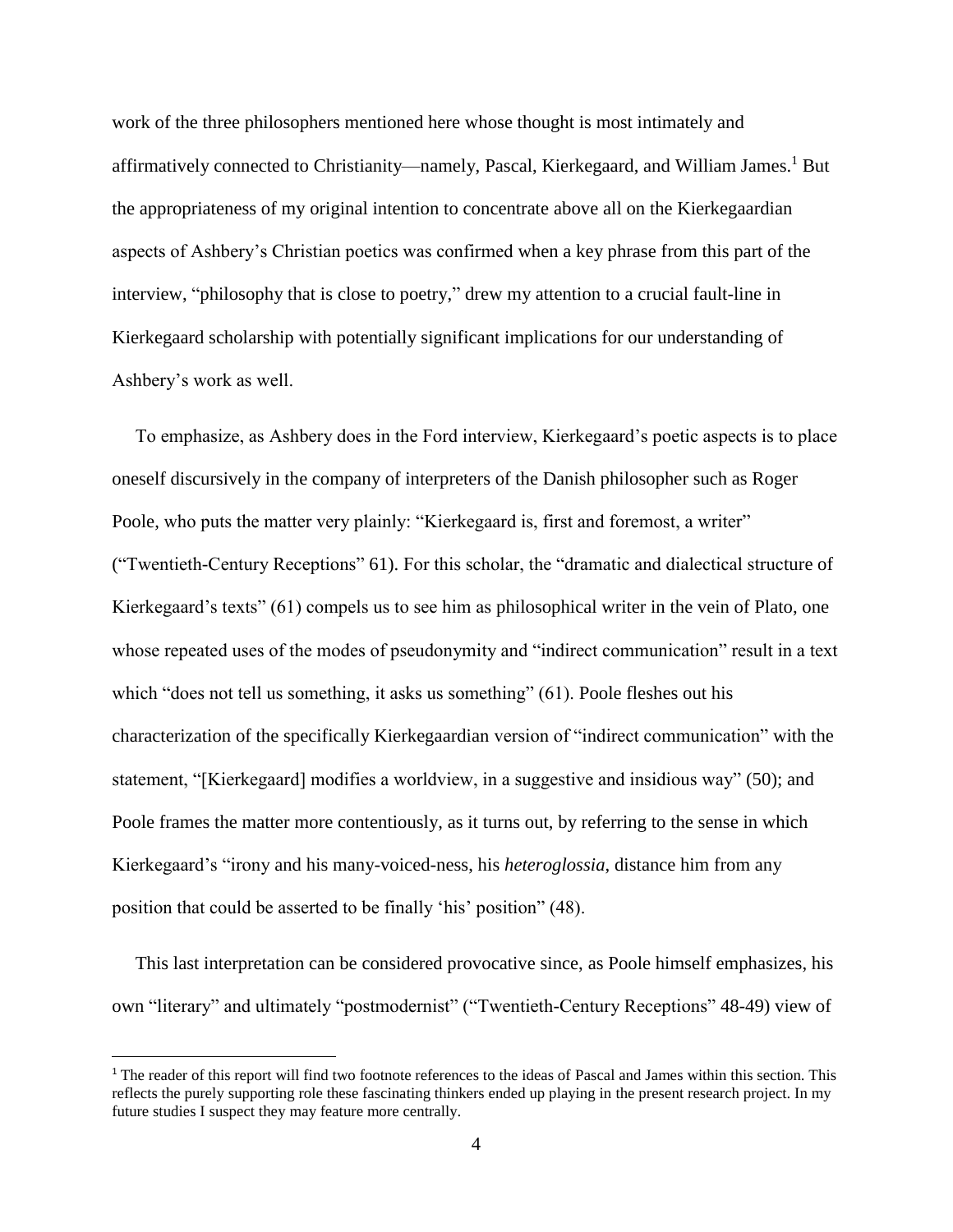work of the three philosophers mentioned here whose thought is most intimately and affirmatively connected to Christianity—namely, Pascal, Kierkegaard, and William James.[1] But the appropriateness of my original intention to concentrate above all on the Kierkegaardian aspects of Ashbery's Christian poetics was confirmed when a key phrase from this part of the interview, "philosophy that is close to poetry," drew my attention to a crucial fault-line in Kierkegaard scholarship with potentially significant implications for our understanding of Ashbery's work as well.

To emphasize, as Ashbery does in the Ford interview, Kierkegaard's poetic aspects is to place oneself discursively in the company of interpreters of the Danish philosopher such as Roger Poole, who puts the matter very plainly: "Kierkegaard is, first and foremost, a writer" ("Twentieth-Century Receptions" 61). For this scholar, the "dramatic and dialectical structure of Kierkegaard's texts" (61) compels us to see him as philosophical writer in the vein of Plato, one whose repeated uses of the modes of pseudonymity and "indirect communication" result in a text which "does not tell us something, it asks us something" (61). Poole fleshes out his characterization of the specifically Kierkegaardian version of "indirect communication" with the statement, "[Kierkegaard] modifies a worldview, in a suggestive and insidious way" (50); and Poole frames the matter more contentiously, as it turns out, by referring to the sense in which Kierkegaard's "irony and his many-voiced-ness, his *heteroglossia*, distance him from any position that could be asserted to be finally 'his' position" (48).

This last interpretation can be considered provocative since, as Poole himself emphasizes, his own "literary" and ultimately "postmodernist" ("Twentieth-Century Receptions" 48-49) view of

[1] The reader of this report will find two footnote references to the ideas of Pascal and James within this section. This reflects the purely supporting role these fascinating thinkers ended up playing in the present research project. In my future studies I suspect they may feature more centrally.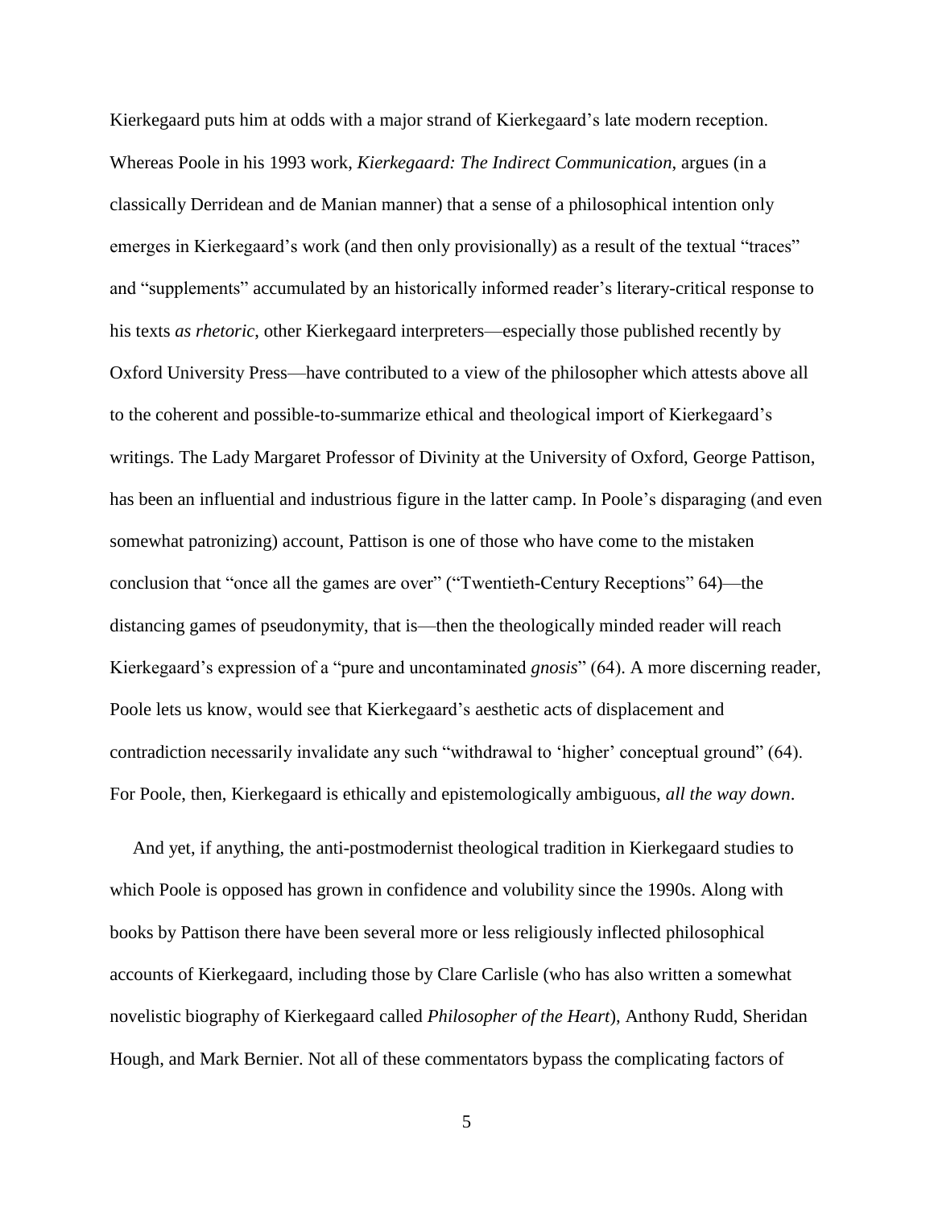Kierkegaard puts him at odds with a major strand of Kierkegaard's late modern reception. Whereas Poole in his 1993 work, *Kierkegaard: The Indirect Communication*, argues (in a classically Derridean and de Manian manner) that a sense of a philosophical intention only emerges in Kierkegaard's work (and then only provisionally) as a result of the textual "traces" and "supplements" accumulated by an historically informed reader's literary-critical response to his texts *as rhetoric*, other Kierkegaard interpreters—especially those published recently by Oxford University Press—have contributed to a view of the philosopher which attests above all to the coherent and possible-to-summarize ethical and theological import of Kierkegaard's writings. The Lady Margaret Professor of Divinity at the University of Oxford, George Pattison, has been an influential and industrious figure in the latter camp. In Poole's disparaging (and even somewhat patronizing) account, Pattison is one of those who have come to the mistaken conclusion that "once all the games are over" ("Twentieth-Century Receptions" 64)—the distancing games of pseudonymity, that is—then the theologically minded reader will reach Kierkegaard's expression of a "pure and uncontaminated *gnosis*" (64). A more discerning reader, Poole lets us know, would see that Kierkegaard's aesthetic acts of displacement and contradiction necessarily invalidate any such "withdrawal to 'higher' conceptual ground" (64). For Poole, then, Kierkegaard is ethically and epistemologically ambiguous, *all the way down*.

And yet, if anything, the anti-postmodernist theological tradition in Kierkegaard studies to which Poole is opposed has grown in confidence and volubility since the 1990s. Along with books by Pattison there have been several more or less religiously inflected philosophical accounts of Kierkegaard, including those by Clare Carlisle (who has also written a somewhat novelistic biography of Kierkegaard called *Philosopher of the Heart*), Anthony Rudd, Sheridan Hough, and Mark Bernier. Not all of these commentators bypass the complicating factors of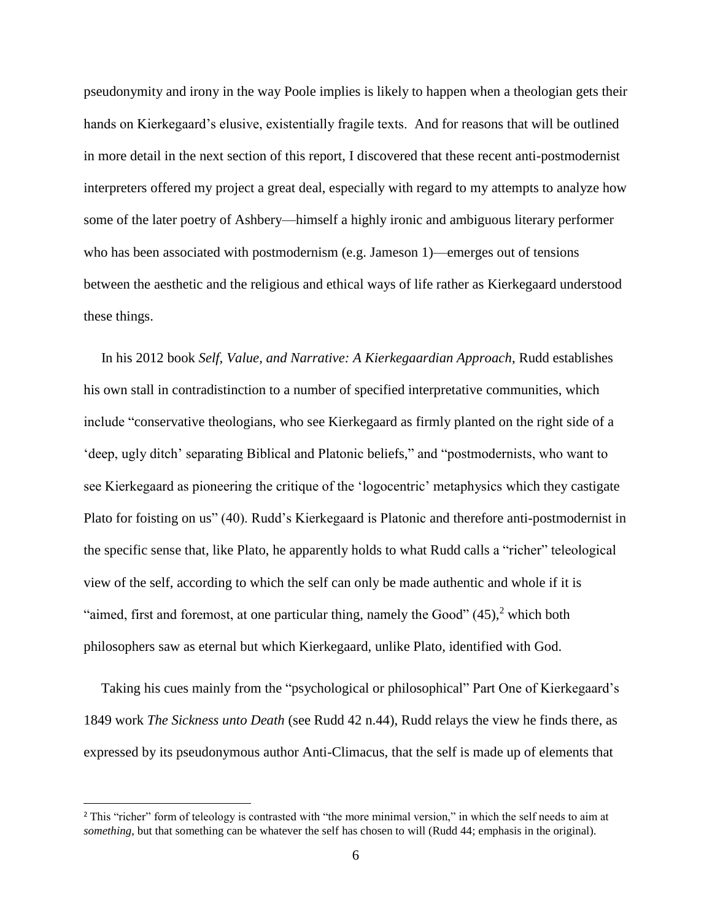pseudonymity and irony in the way Poole implies is likely to happen when a theologian gets their hands on Kierkegaard's elusive, existentially fragile texts. And for reasons that will be outlined in more detail in the next section of this report, I discovered that these recent anti-postmodernist interpreters offered my project a great deal, especially with regard to my attempts to analyze how some of the later poetry of Ashbery—himself a highly ironic and ambiguous literary performer who has been associated with postmodernism (e.g. Jameson 1)—emerges out of tensions between the aesthetic and the religious and ethical ways of life rather as Kierkegaard understood these things.

In his 2012 book *Self, Value, and Narrative: A Kierkegaardian Approach*, Rudd establishes his own stall in contradistinction to a number of specified interpretative communities, which include "conservative theologians, who see Kierkegaard as firmly planted on the right side of a 'deep, ugly ditch' separating Biblical and Platonic beliefs," and "postmodernists, who want to see Kierkegaard as pioneering the critique of the 'logocentric' metaphysics which they castigate Plato for foisting on us" (40). Rudd's Kierkegaard is Platonic and therefore anti-postmodernist in the specific sense that, like Plato, he apparently holds to what Rudd calls a "richer" teleological view of the self, according to which the self can only be made authentic and whole if it is "aimed, first and foremost, at one particular thing, namely the Good" (45),[2] which both philosophers saw as eternal but which Kierkegaard, unlike Plato, identified with God.

Taking his cues mainly from the "psychological or philosophical" Part One of Kierkegaard's 1849 work *The Sickness unto Death* (see Rudd 42 n.44), Rudd relays the view he finds there, as expressed by its pseudonymous author Anti-Climacus, that the self is made up of elements that

[2] This "richer" form of teleology is contrasted with "the more minimal version," in which the self needs to aim at *something*, but that something can be whatever the self has chosen to will (Rudd 44; emphasis in the original).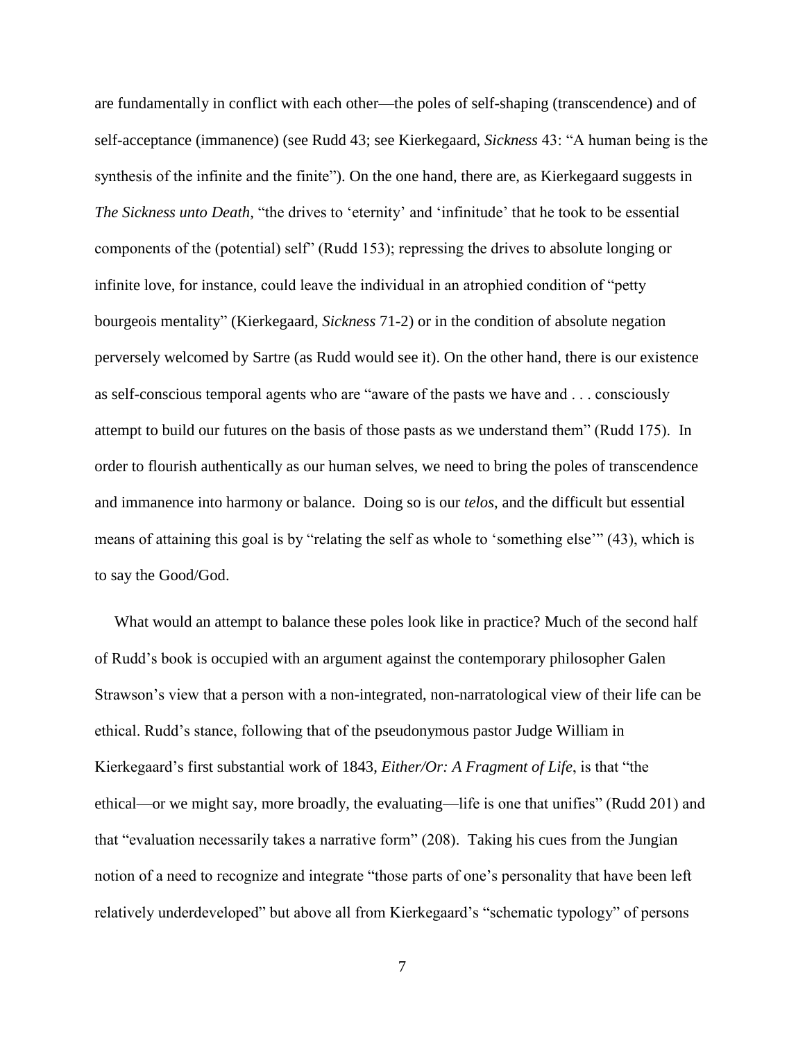are fundamentally in conflict with each other—the poles of self-shaping (transcendence) and of self-acceptance (immanence) (see Rudd 43; see Kierkegaard, *Sickness* 43: "A human being is the synthesis of the infinite and the finite"). On the one hand, there are, as Kierkegaard suggests in *The Sickness unto Death*, "the drives to 'eternity' and 'infinitude' that he took to be essential components of the (potential) self" (Rudd 153); repressing the drives to absolute longing or infinite love, for instance, could leave the individual in an atrophied condition of "petty bourgeois mentality" (Kierkegaard, *Sickness* 71-2) or in the condition of absolute negation perversely welcomed by Sartre (as Rudd would see it). On the other hand, there is our existence as self-conscious temporal agents who are "aware of the pasts we have and . . . consciously attempt to build our futures on the basis of those pasts as we understand them" (Rudd 175). In order to flourish authentically as our human selves, we need to bring the poles of transcendence and immanence into harmony or balance. Doing so is our *telos*, and the difficult but essential means of attaining this goal is by "relating the self as whole to 'something else'" (43), which is to say the Good/God.

What would an attempt to balance these poles look like in practice? Much of the second half of Rudd's book is occupied with an argument against the contemporary philosopher Galen Strawson's view that a person with a non-integrated, non-narratological view of their life can be ethical. Rudd's stance, following that of the pseudonymous pastor Judge William in Kierkegaard's first substantial work of 1843, *Either/Or: A Fragment of Life*, is that "the ethical—or we might say, more broadly, the evaluating—life is one that unifies" (Rudd 201) and that "evaluation necessarily takes a narrative form" (208). Taking his cues from the Jungian notion of a need to recognize and integrate "those parts of one's personality that have been left relatively underdeveloped" but above all from Kierkegaard's "schematic typology" of persons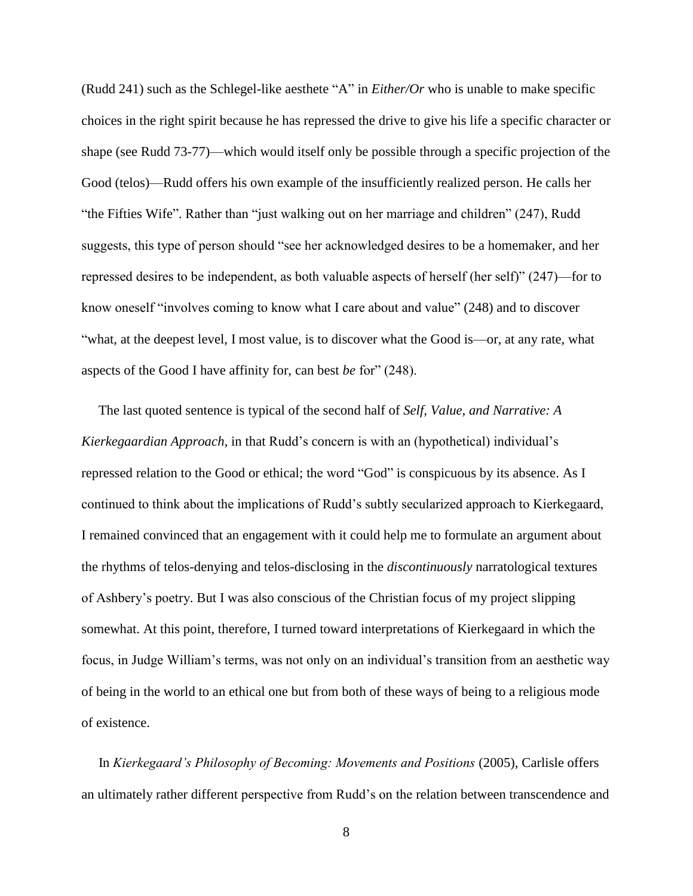(Rudd 241) such as the Schlegel-like aesthete "A" in *Either/Or* who is unable to make specific choices in the right spirit because he has repressed the drive to give his life a specific character or shape (see Rudd 73-77)—which would itself only be possible through a specific projection of the Good (telos)—Rudd offers his own example of the insufficiently realized person. He calls her "the Fifties Wife". Rather than "just walking out on her marriage and children" (247), Rudd suggests, this type of person should "see her acknowledged desires to be a homemaker, and her repressed desires to be independent, as both valuable aspects of herself (her self)" (247)—for to know oneself "involves coming to know what I care about and value" (248) and to discover "what, at the deepest level, I most value, is to discover what the Good is—or, at any rate, what aspects of the Good I have affinity for, can best *be* for" (248).

The last quoted sentence is typical of the second half of *Self, Value, and Narrative: A Kierkegaardian Approach*, in that Rudd's concern is with an (hypothetical) individual's repressed relation to the Good or ethical; the word "God" is conspicuous by its absence. As I continued to think about the implications of Rudd's subtly secularized approach to Kierkegaard, I remained convinced that an engagement with it could help me to formulate an argument about the rhythms of telos-denying and telos-disclosing in the *discontinuously* narratological textures of Ashbery's poetry. But I was also conscious of the Christian focus of my project slipping somewhat. At this point, therefore, I turned toward interpretations of Kierkegaard in which the focus, in Judge William's terms, was not only on an individual's transition from an aesthetic way of being in the world to an ethical one but from both of these ways of being to a religious mode of existence.

In *Kierkegaard's Philosophy of Becoming: Movements and Positions* (2005), Carlisle offers an ultimately rather different perspective from Rudd's on the relation between transcendence and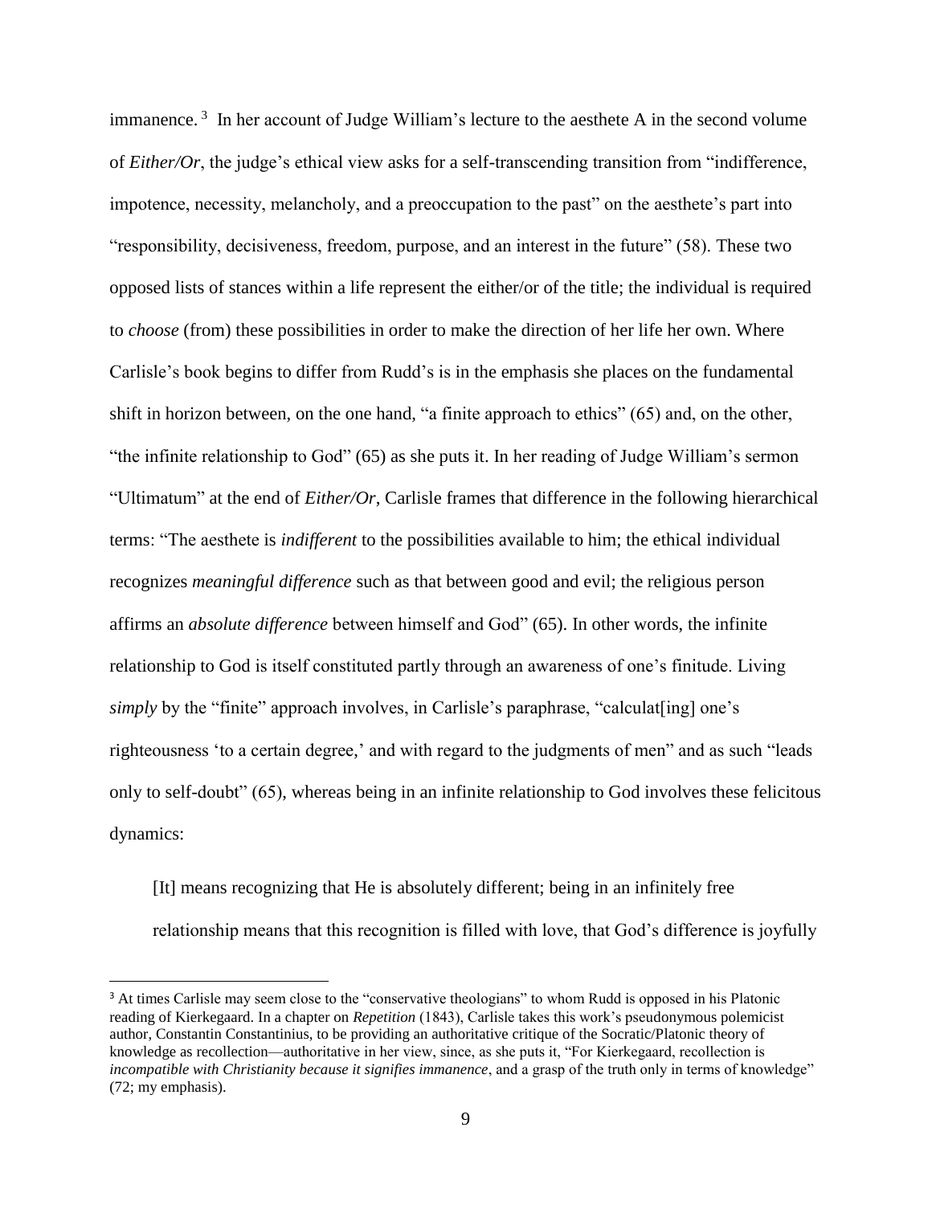immanence.[3] In her account of Judge William's lecture to the aesthete A in the second volume of *Either/Or*, the judge's ethical view asks for a self-transcending transition from "indifference, impotence, necessity, melancholy, and a preoccupation to the past" on the aesthete's part into "responsibility, decisiveness, freedom, purpose, and an interest in the future" (58). These two opposed lists of stances within a life represent the either/or of the title; the individual is required to *choose* (from) these possibilities in order to make the direction of her life her own. Where Carlisle's book begins to differ from Rudd's is in the emphasis she places on the fundamental shift in horizon between, on the one hand, "a finite approach to ethics" (65) and, on the other, "the infinite relationship to God" (65) as she puts it. In her reading of Judge William's sermon "Ultimatum" at the end of *Either/Or*, Carlisle frames that difference in the following hierarchical terms: "The aesthete is *indifferent* to the possibilities available to him; the ethical individual recognizes *meaningful difference* such as that between good and evil; the religious person affirms an *absolute difference* between himself and God" (65). In other words, the infinite relationship to God is itself constituted partly through an awareness of one's finitude. Living *simply* by the "finite" approach involves, in Carlisle's paraphrase, "calculat[ing] one's righteousness 'to a certain degree,' and with regard to the judgments of men" and as such "leads only to self-doubt" (65), whereas being in an infinite relationship to God involves these felicitous dynamics:

> [It] means recognizing that He is absolutely different; being in an infinitely free relationship means that this recognition is filled with love, that God's difference is joyfully

[3] At times Carlisle may seem close to the "conservative theologians" to whom Rudd is opposed in his Platonic reading of Kierkegaard. In a chapter on *Repetition* (1843), Carlisle takes this work's pseudonymous polemicist author, Constantin Constantinius, to be providing an authoritative critique of the Socratic/Platonic theory of knowledge as recollection—authoritative in her view, since, as she puts it, "For Kierkegaard, recollection is *incompatible with Christianity because it signifies immanence*, and a grasp of the truth only in terms of knowledge" (72; my emphasis).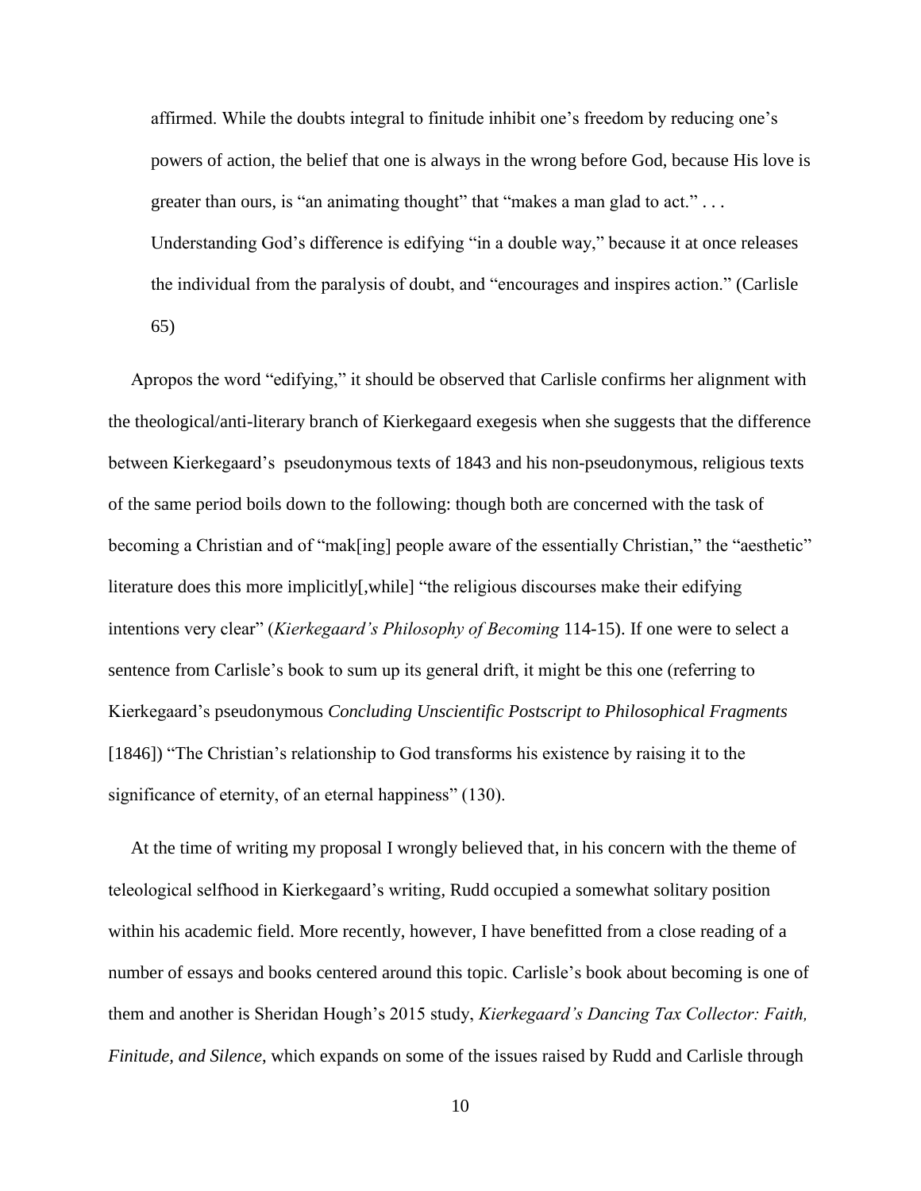> affirmed. While the doubts integral to finitude inhibit one's freedom by reducing one's powers of action, the belief that one is always in the wrong before God, because His love is greater than ours, is "an animating thought" that "makes a man glad to act." . . . Understanding God's difference is edifying "in a double way," because it at once releases the individual from the paralysis of doubt, and "encourages and inspires action." (Carlisle 65)

Apropos the word "edifying," it should be observed that Carlisle confirms her alignment with the theological/anti-literary branch of Kierkegaard exegesis when she suggests that the difference between Kierkegaard's pseudonymous texts of 1843 and his non-pseudonymous, religious texts of the same period boils down to the following: though both are concerned with the task of becoming a Christian and of "mak[ing] people aware of the essentially Christian," the "aesthetic" literature does this more implicitly[,while] "the religious discourses make their edifying intentions very clear" (*Kierkegaard's Philosophy of Becoming* 114-15). If one were to select a sentence from Carlisle's book to sum up its general drift, it might be this one (referring to Kierkegaard's pseudonymous *Concluding Unscientific Postscript to Philosophical Fragments* [1846]) "The Christian's relationship to God transforms his existence by raising it to the significance of eternity, of an eternal happiness" (130).

At the time of writing my proposal I wrongly believed that, in his concern with the theme of teleological selfhood in Kierkegaard's writing, Rudd occupied a somewhat solitary position within his academic field. More recently, however, I have benefitted from a close reading of a number of essays and books centered around this topic. Carlisle's book about becoming is one of them and another is Sheridan Hough's 2015 study, *Kierkegaard's Dancing Tax Collector: Faith, Finitude, and Silence*, which expands on some of the issues raised by Rudd and Carlisle through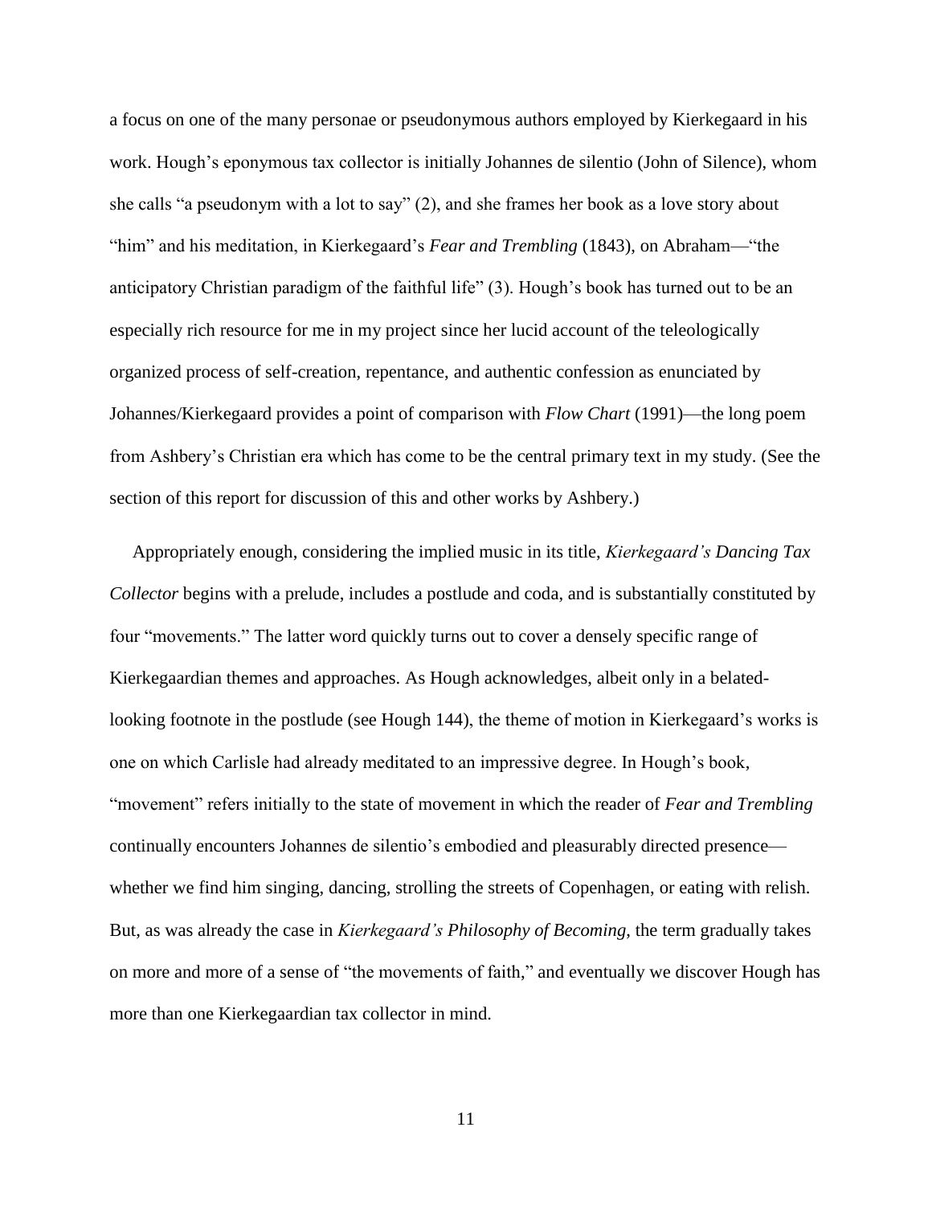a focus on one of the many personae or pseudonymous authors employed by Kierkegaard in his work. Hough's eponymous tax collector is initially Johannes de silentio (John of Silence), whom she calls "a pseudonym with a lot to say" (2), and she frames her book as a love story about "him" and his meditation, in Kierkegaard's *Fear and Trembling* (1843), on Abraham—"the anticipatory Christian paradigm of the faithful life" (3). Hough's book has turned out to be an especially rich resource for me in my project since her lucid account of the teleologically organized process of self-creation, repentance, and authentic confession as enunciated by Johannes/Kierkegaard provides a point of comparison with *Flow Chart* (1991)—the long poem from Ashbery's Christian era which has come to be the central primary text in my study. (See the section of this report for discussion of this and other works by Ashbery.)

Appropriately enough, considering the implied music in its title, *Kierkegaard's Dancing Tax Collector* begins with a prelude, includes a postlude and coda, and is substantially constituted by four "movements." The latter word quickly turns out to cover a densely specific range of Kierkegaardian themes and approaches. As Hough acknowledges, albeit only in a belated-looking footnote in the postlude (see Hough 144), the theme of motion in Kierkegaard's works is one on which Carlisle had already meditated to an impressive degree. In Hough's book, "movement" refers initially to the state of movement in which the reader of *Fear and Trembling* continually encounters Johannes de silentio's embodied and pleasurably directed presence—whether we find him singing, dancing, strolling the streets of Copenhagen, or eating with relish. But, as was already the case in *Kierkegaard's Philosophy of Becoming*, the term gradually takes on more and more of a sense of "the movements of faith," and eventually we discover Hough has more than one Kierkegaardian tax collector in mind.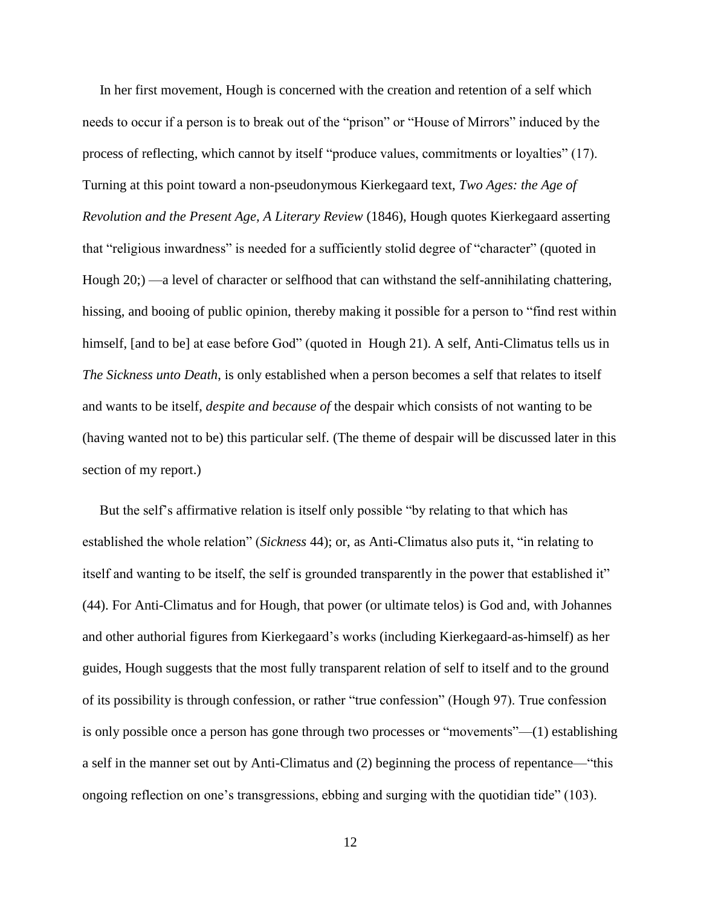In her first movement, Hough is concerned with the creation and retention of a self which needs to occur if a person is to break out of the "prison" or "House of Mirrors" induced by the process of reflecting, which cannot by itself "produce values, commitments or loyalties" (17). Turning at this point toward a non-pseudonymous Kierkegaard text, *Two Ages: the Age of Revolution and the Present Age, A Literary Review* (1846), Hough quotes Kierkegaard asserting that "religious inwardness" is needed for a sufficiently stolid degree of "character" (quoted in Hough 20;) —a level of character or selfhood that can withstand the self-annihilating chattering, hissing, and booing of public opinion, thereby making it possible for a person to "find rest within himself, [and to be] at ease before God" (quoted in Hough 21). A self, Anti-Climatus tells us in *The Sickness unto Death*, is only established when a person becomes a self that relates to itself and wants to be itself, *despite and because of* the despair which consists of not wanting to be (having wanted not to be) this particular self. (The theme of despair will be discussed later in this section of my report.)

But the self's affirmative relation is itself only possible "by relating to that which has established the whole relation" (*Sickness* 44); or, as Anti-Climatus also puts it, "in relating to itself and wanting to be itself, the self is grounded transparently in the power that established it" (44). For Anti-Climatus and for Hough, that power (or ultimate telos) is God and, with Johannes and other authorial figures from Kierkegaard's works (including Kierkegaard-as-himself) as her guides, Hough suggests that the most fully transparent relation of self to itself and to the ground of its possibility is through confession, or rather "true confession" (Hough 97). True confession is only possible once a person has gone through two processes or "movements"—(1) establishing a self in the manner set out by Anti-Climatus and (2) beginning the process of repentance—"this ongoing reflection on one's transgressions, ebbing and surging with the quotidian tide" (103).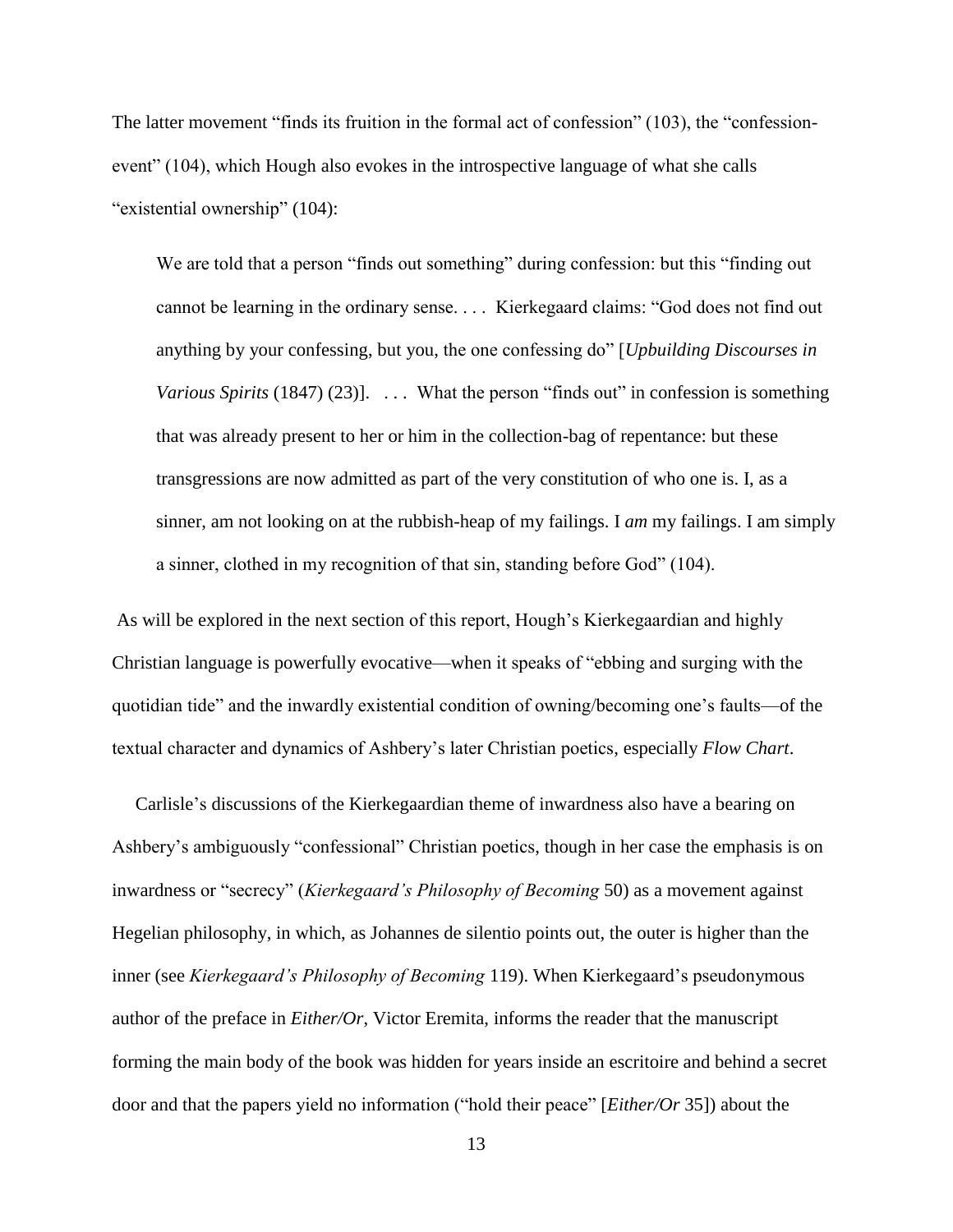The latter movement "finds its fruition in the formal act of confession" (103), the "confession-event" (104), which Hough also evokes in the introspective language of what she calls "existential ownership" (104):

> We are told that a person "finds out something" during confession: but this "finding out cannot be learning in the ordinary sense. . . . Kierkegaard claims: "God does not find out anything by your confessing, but you, the one confessing do" [*Upbuilding Discourses in Various Spirits* (1847) (23)]. . . . What the person "finds out" in confession is something that was already present to her or him in the collection-bag of repentance: but these transgressions are now admitted as part of the very constitution of who one is. I, as a sinner, am not looking on at the rubbish-heap of my failings. I *am* my failings. I am simply a sinner, clothed in my recognition of that sin, standing before God" (104).

As will be explored in the next section of this report, Hough's Kierkegaardian and highly Christian language is powerfully evocative—when it speaks of "ebbing and surging with the quotidian tide" and the inwardly existential condition of owning/becoming one's faults—of the textual character and dynamics of Ashbery's later Christian poetics, especially *Flow Chart*.

Carlisle's discussions of the Kierkegaardian theme of inwardness also have a bearing on Ashbery's ambiguously "confessional" Christian poetics, though in her case the emphasis is on inwardness or "secrecy" (*Kierkegaard's Philosophy of Becoming* 50) as a movement against Hegelian philosophy, in which, as Johannes de silentio points out, the outer is higher than the inner (see *Kierkegaard's Philosophy of Becoming* 119). When Kierkegaard's pseudonymous author of the preface in *Either/Or*, Victor Eremita, informs the reader that the manuscript forming the main body of the book was hidden for years inside an escritoire and behind a secret door and that the papers yield no information ("hold their peace" [*Either/Or* 35]) about the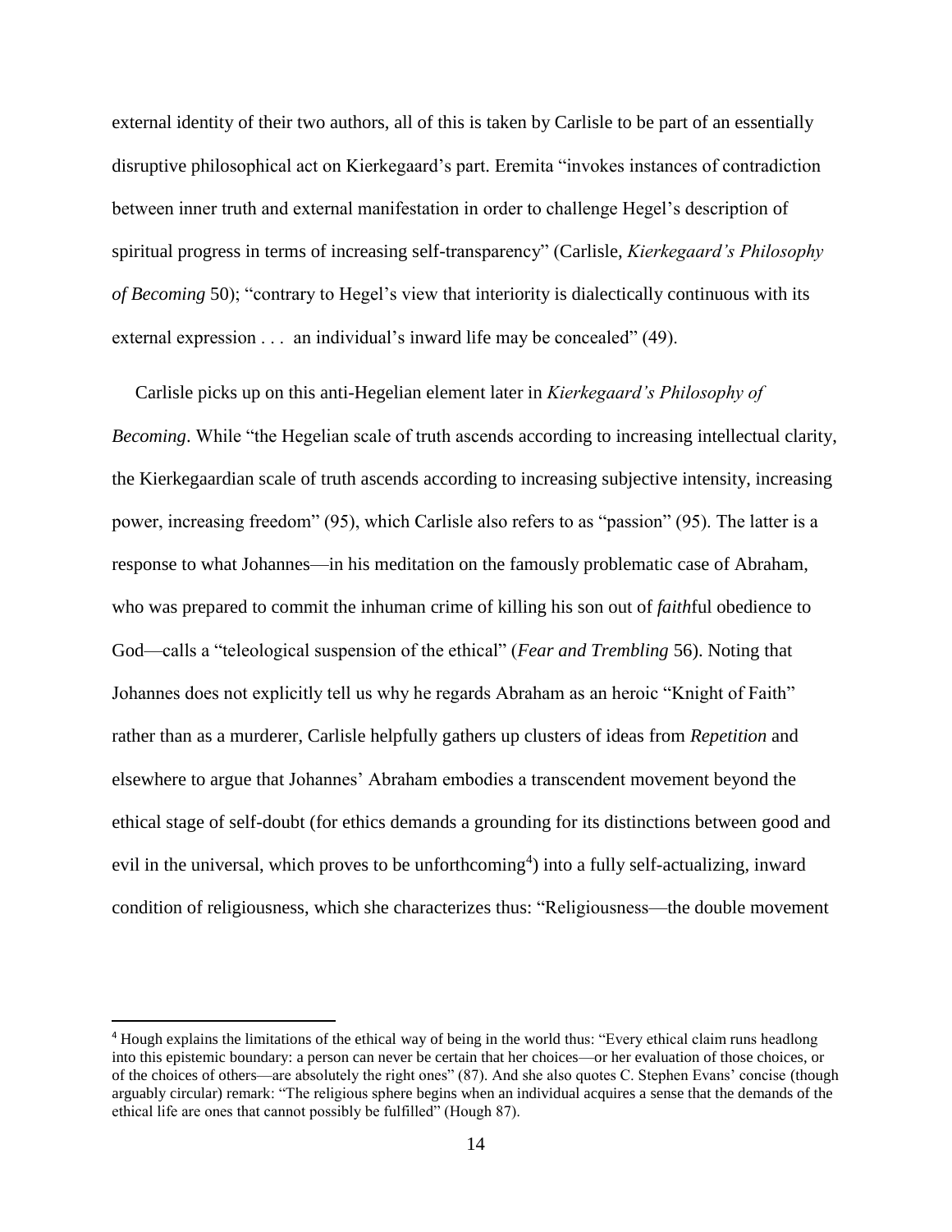external identity of their two authors, all of this is taken by Carlisle to be part of an essentially disruptive philosophical act on Kierkegaard's part. Eremita "invokes instances of contradiction between inner truth and external manifestation in order to challenge Hegel's description of spiritual progress in terms of increasing self-transparency" (Carlisle, *Kierkegaard's Philosophy of Becoming* 50); "contrary to Hegel's view that interiority is dialectically continuous with its external expression . . . an individual's inward life may be concealed" (49).

Carlisle picks up on this anti-Hegelian element later in *Kierkegaard's Philosophy of Becoming*. While "the Hegelian scale of truth ascends according to increasing intellectual clarity, the Kierkegaardian scale of truth ascends according to increasing subjective intensity, increasing power, increasing freedom" (95), which Carlisle also refers to as "passion" (95). The latter is a response to what Johannes—in his meditation on the famously problematic case of Abraham, who was prepared to commit the inhuman crime of killing his son out of *faith*ful obedience to God—calls a "teleological suspension of the ethical" (*Fear and Trembling* 56). Noting that Johannes does not explicitly tell us why he regards Abraham as an heroic "Knight of Faith" rather than as a murderer, Carlisle helpfully gathers up clusters of ideas from *Repetition* and elsewhere to argue that Johannes' Abraham embodies a transcendent movement beyond the ethical stage of self-doubt (for ethics demands a grounding for its distinctions between good and evil in the universal, which proves to be unforthcoming[4]) into a fully self-actualizing, inward condition of religiousness, which she characterizes thus: "Religiousness—the double movement

[4] Hough explains the limitations of the ethical way of being in the world thus: "Every ethical claim runs headlong into this epistemic boundary: a person can never be certain that her choices—or her evaluation of those choices, or of the choices of others—are absolutely the right ones" (87). And she also quotes C. Stephen Evans' concise (though arguably circular) remark: "The religious sphere begins when an individual acquires a sense that the demands of the ethical life are ones that cannot possibly be fulfilled" (Hough 87).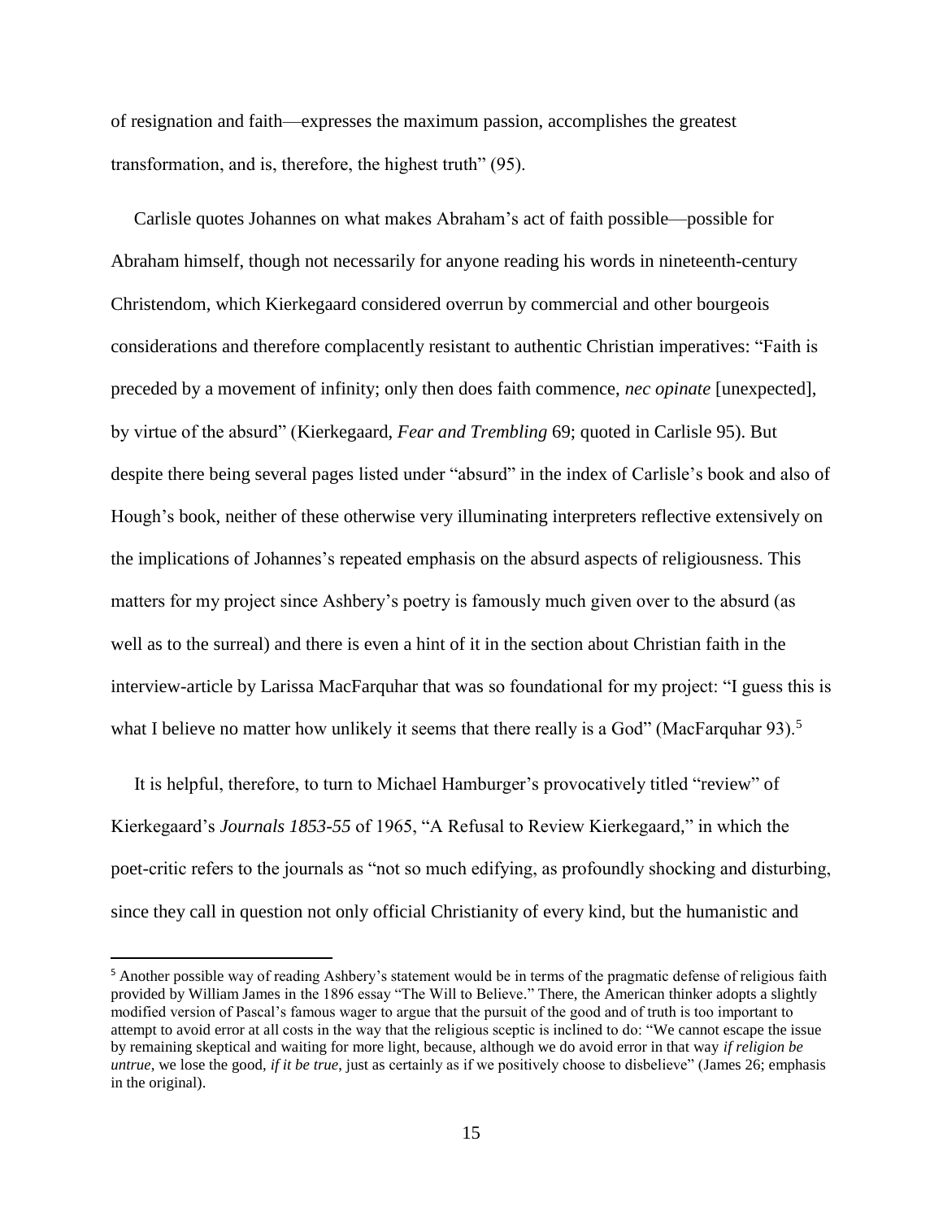of resignation and faith—expresses the maximum passion, accomplishes the greatest transformation, and is, therefore, the highest truth" (95).

Carlisle quotes Johannes on what makes Abraham's act of faith possible—possible for Abraham himself, though not necessarily for anyone reading his words in nineteenth-century Christendom, which Kierkegaard considered overrun by commercial and other bourgeois considerations and therefore complacently resistant to authentic Christian imperatives: "Faith is preceded by a movement of infinity; only then does faith commence, *nec opinate* [unexpected], by virtue of the absurd" (Kierkegaard, *Fear and Trembling* 69; quoted in Carlisle 95). But despite there being several pages listed under "absurd" in the index of Carlisle's book and also of Hough's book, neither of these otherwise very illuminating interpreters reflective extensively on the implications of Johannes's repeated emphasis on the absurd aspects of religiousness. This matters for my project since Ashbery's poetry is famously much given over to the absurd (as well as to the surreal) and there is even a hint of it in the section about Christian faith in the interview-article by Larissa MacFarquhar that was so foundational for my project: "I guess this is what I believe no matter how unlikely it seems that there really is a God" (MacFarquhar 93).[5]

It is helpful, therefore, to turn to Michael Hamburger's provocatively titled "review" of Kierkegaard's *Journals 1853-55* of 1965, "A Refusal to Review Kierkegaard," in which the poet-critic refers to the journals as "not so much edifying, as profoundly shocking and disturbing, since they call in question not only official Christianity of every kind, but the humanistic and

[5] Another possible way of reading Ashbery's statement would be in terms of the pragmatic defense of religious faith provided by William James in the 1896 essay "The Will to Believe." There, the American thinker adopts a slightly modified version of Pascal's famous wager to argue that the pursuit of the good and of truth is too important to attempt to avoid error at all costs in the way that the religious sceptic is inclined to do: "We cannot escape the issue by remaining skeptical and waiting for more light, because, although we do avoid error in that way *if religion be untrue*, we lose the good, *if it be true*, just as certainly as if we positively choose to disbelieve" (James 26; emphasis in the original).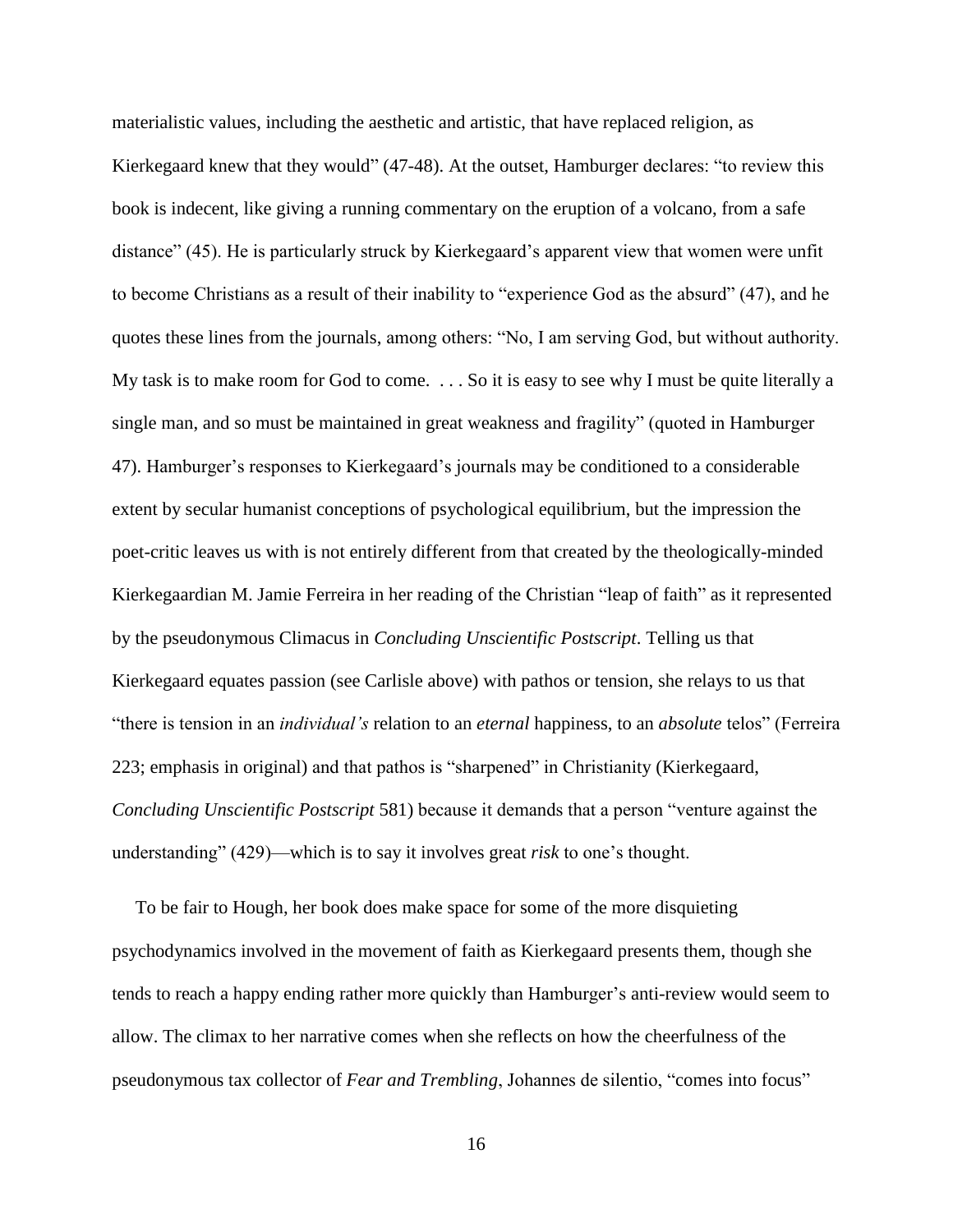materialistic values, including the aesthetic and artistic, that have replaced religion, as Kierkegaard knew that they would" (47-48). At the outset, Hamburger declares: "to review this book is indecent, like giving a running commentary on the eruption of a volcano, from a safe distance" (45). He is particularly struck by Kierkegaard's apparent view that women were unfit to become Christians as a result of their inability to "experience God as the absurd" (47), and he quotes these lines from the journals, among others: "No, I am serving God, but without authority. My task is to make room for God to come. . . . So it is easy to see why I must be quite literally a single man, and so must be maintained in great weakness and fragility" (quoted in Hamburger 47). Hamburger's responses to Kierkegaard's journals may be conditioned to a considerable extent by secular humanist conceptions of psychological equilibrium, but the impression the poet-critic leaves us with is not entirely different from that created by the theologically-minded Kierkegaardian M. Jamie Ferreira in her reading of the Christian "leap of faith" as it represented by the pseudonymous Climacus in *Concluding Unscientific Postscript*. Telling us that Kierkegaard equates passion (see Carlisle above) with pathos or tension, she relays to us that "there is tension in an *individual's* relation to an *eternal* happiness, to an *absolute* telos" (Ferreira 223; emphasis in original) and that pathos is "sharpened" in Christianity (Kierkegaard, *Concluding Unscientific Postscript* 581) because it demands that a person "venture against the understanding" (429)—which is to say it involves great *risk* to one's thought.

To be fair to Hough, her book does make space for some of the more disquieting psychodynamics involved in the movement of faith as Kierkegaard presents them, though she tends to reach a happy ending rather more quickly than Hamburger's anti-review would seem to allow. The climax to her narrative comes when she reflects on how the cheerfulness of the pseudonymous tax collector of *Fear and Trembling*, Johannes de silentio, "comes into focus"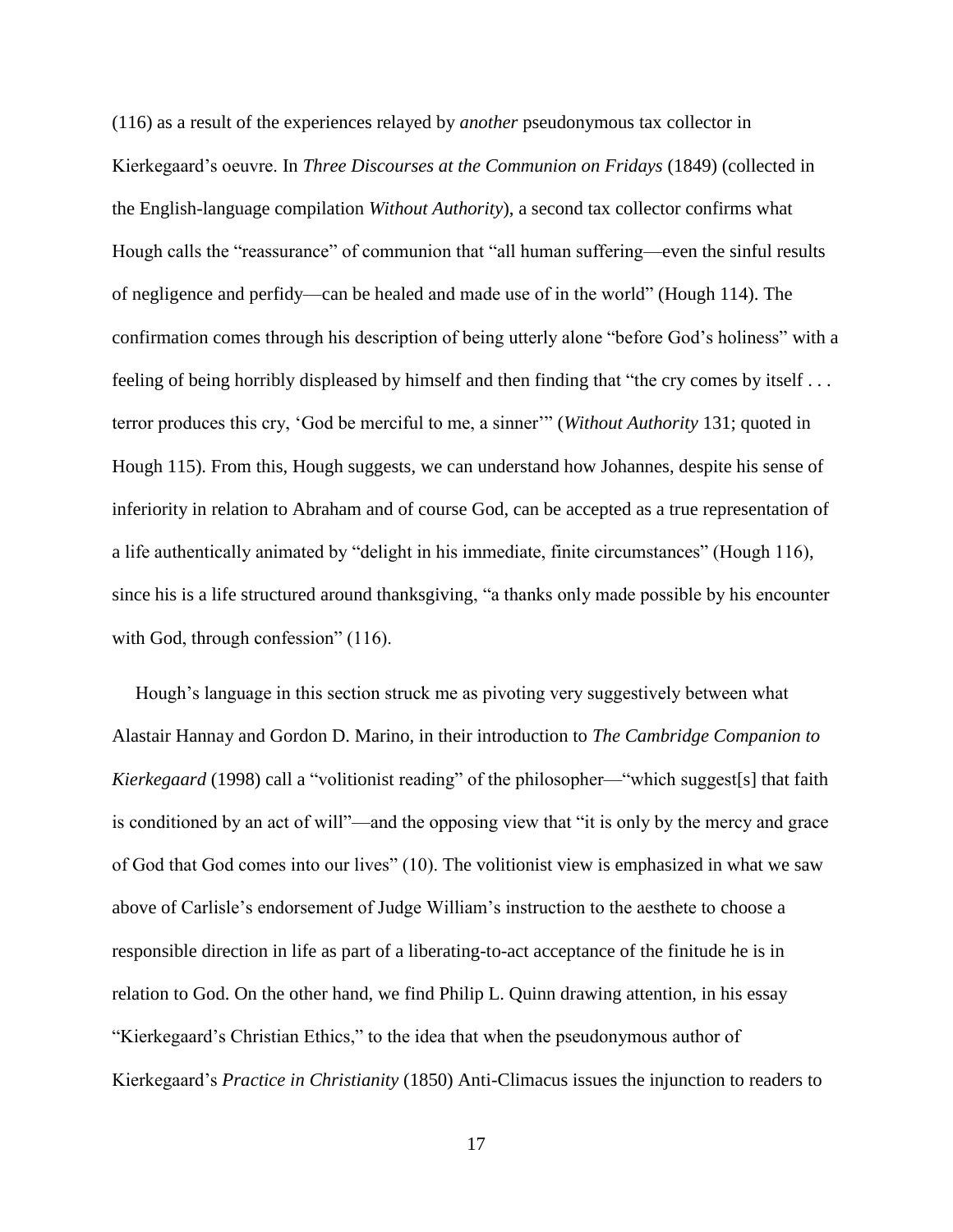(116) as a result of the experiences relayed by *another* pseudonymous tax collector in Kierkegaard's oeuvre. In *Three Discourses at the Communion on Fridays* (1849) (collected in the English-language compilation *Without Authority*), a second tax collector confirms what Hough calls the "reassurance" of communion that "all human suffering—even the sinful results of negligence and perfidy—can be healed and made use of in the world" (Hough 114). The confirmation comes through his description of being utterly alone "before God's holiness" with a feeling of being horribly displeased by himself and then finding that "the cry comes by itself . . . terror produces this cry, 'God be merciful to me, a sinner'" (*Without Authority* 131; quoted in Hough 115). From this, Hough suggests, we can understand how Johannes, despite his sense of inferiority in relation to Abraham and of course God, can be accepted as a true representation of a life authentically animated by "delight in his immediate, finite circumstances" (Hough 116), since his is a life structured around thanksgiving, "a thanks only made possible by his encounter with God, through confession" (116).

Hough's language in this section struck me as pivoting very suggestively between what Alastair Hannay and Gordon D. Marino, in their introduction to *The Cambridge Companion to Kierkegaard* (1998) call a "volitionist reading" of the philosopher—"which suggest[s] that faith is conditioned by an act of will"—and the opposing view that "it is only by the mercy and grace of God that God comes into our lives" (10). The volitionist view is emphasized in what we saw above of Carlisle's endorsement of Judge William's instruction to the aesthete to choose a responsible direction in life as part of a liberating-to-act acceptance of the finitude he is in relation to God. On the other hand, we find Philip L. Quinn drawing attention, in his essay "Kierkegaard's Christian Ethics," to the idea that when the pseudonymous author of Kierkegaard's *Practice in Christianity* (1850) Anti-Climacus issues the injunction to readers to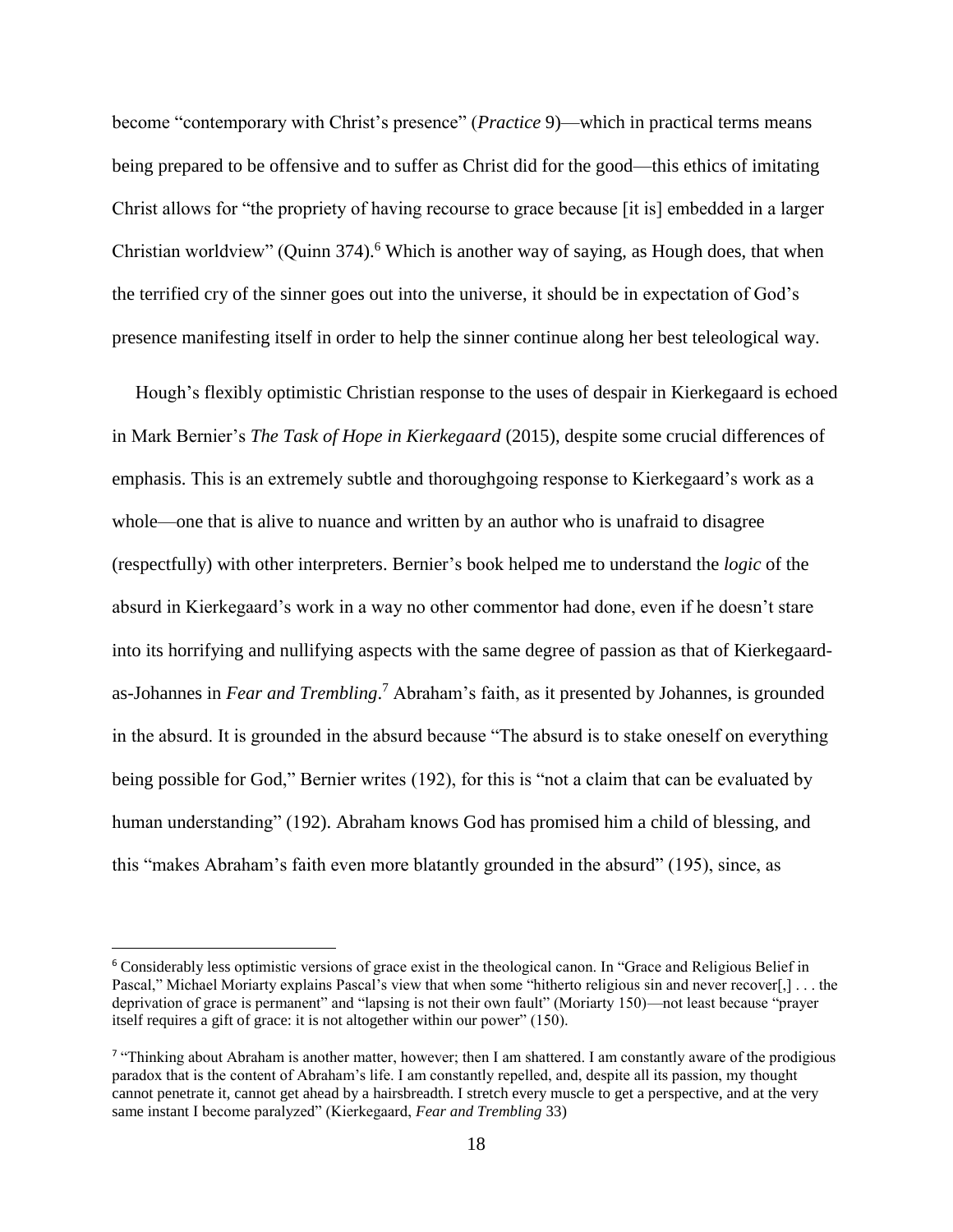become "contemporary with Christ's presence" (*Practice* 9)—which in practical terms means being prepared to be offensive and to suffer as Christ did for the good—this ethics of imitating Christ allows for "the propriety of having recourse to grace because [it is] embedded in a larger Christian worldview" (Quinn 374).[6] Which is another way of saying, as Hough does, that when the terrified cry of the sinner goes out into the universe, it should be in expectation of God's presence manifesting itself in order to help the sinner continue along her best teleological way.

Hough's flexibly optimistic Christian response to the uses of despair in Kierkegaard is echoed in Mark Bernier's *The Task of Hope in Kierkegaard* (2015), despite some crucial differences of emphasis. This is an extremely subtle and thoroughgoing response to Kierkegaard's work as a whole—one that is alive to nuance and written by an author who is unafraid to disagree (respectfully) with other interpreters. Bernier's book helped me to understand the *logic* of the absurd in Kierkegaard's work in a way no other commentor had done, even if he doesn't stare into its horrifying and nullifying aspects with the same degree of passion as that of Kierkegaard-as-Johannes in *Fear and Trembling*.[7] Abraham's faith, as it presented by Johannes, is grounded in the absurd. It is grounded in the absurd because "The absurd is to stake oneself on everything being possible for God," Bernier writes (192), for this is "not a claim that can be evaluated by human understanding" (192). Abraham knows God has promised him a child of blessing, and this "makes Abraham's faith even more blatantly grounded in the absurd" (195), since, as

---

[6] Considerably less optimistic versions of grace exist in the theological canon. In "Grace and Religious Belief in Pascal," Michael Moriarty explains Pascal's view that when some "hitherto religious sin and never recover[,] . . . the deprivation of grace is permanent" and "lapsing is not their own fault" (Moriarty 150)—not least because "prayer itself requires a gift of grace: it is not altogether within our power" (150).

[7] "Thinking about Abraham is another matter, however; then I am shattered. I am constantly aware of the prodigious paradox that is the content of Abraham's life. I am constantly repelled, and, despite all its passion, my thought cannot penetrate it, cannot get ahead by a hairsbreadth. I stretch every muscle to get a perspective, and at the very same instant I become paralyzed" (Kierkegaard, *Fear and Trembling* 33)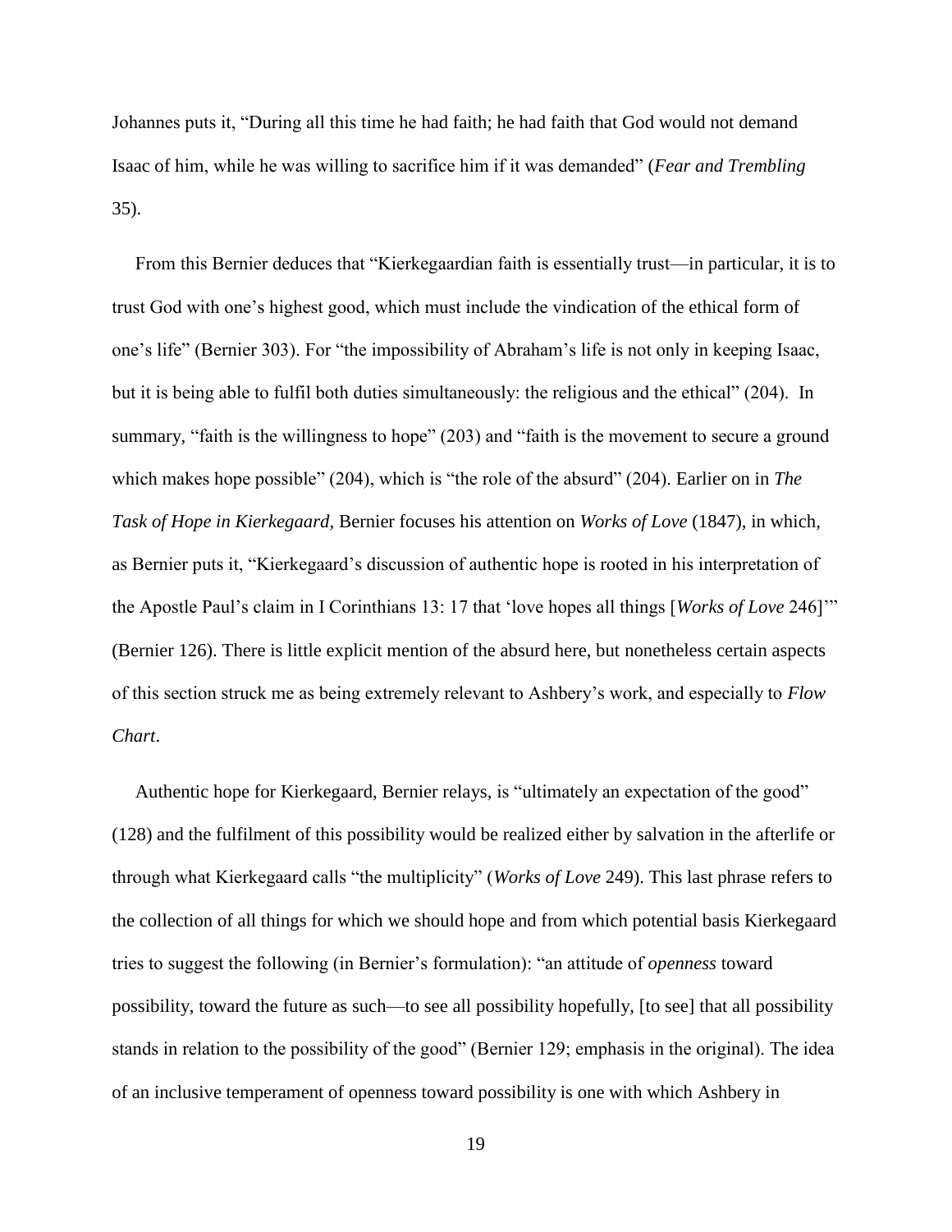Johannes puts it, “During all this time he had faith; he had faith that God would not demand Isaac of him, while he was willing to sacrifice him if it was demanded” (*Fear and Trembling* 35).

From this Bernier deduces that “Kierkegaardian faith is essentially trust—in particular, it is to trust God with one’s highest good, which must include the vindication of the ethical form of one’s life” (Bernier 303). For “the impossibility of Abraham’s life is not only in keeping Isaac, but it is being able to fulfil both duties simultaneously: the religious and the ethical” (204). In summary, “faith is the willingness to hope” (203) and “faith is the movement to secure a ground which makes hope possible” (204), which is “the role of the absurd” (204). Earlier on in *The Task of Hope in Kierkegaard*, Bernier focuses his attention on *Works of Love* (1847), in which, as Bernier puts it, “Kierkegaard’s discussion of authentic hope is rooted in his interpretation of the Apostle Paul’s claim in I Corinthians 13: 17 that ‘love hopes all things [*Works of Love* 246]’” (Bernier 126). There is little explicit mention of the absurd here, but nonetheless certain aspects of this section struck me as being extremely relevant to Ashbery’s work, and especially to *Flow Chart*.

Authentic hope for Kierkegaard, Bernier relays, is “ultimately an expectation of the good” (128) and the fulfilment of this possibility would be realized either by salvation in the afterlife or through what Kierkegaard calls “the multiplicity” (*Works of Love* 249). This last phrase refers to the collection of all things for which we should hope and from which potential basis Kierkegaard tries to suggest the following (in Bernier’s formulation): “an attitude of *openness* toward possibility, toward the future as such—to see all possibility hopefully, [to see] that all possibility stands in relation to the possibility of the good” (Bernier 129; emphasis in the original). The idea of an inclusive temperament of openness toward possibility is one with which Ashbery in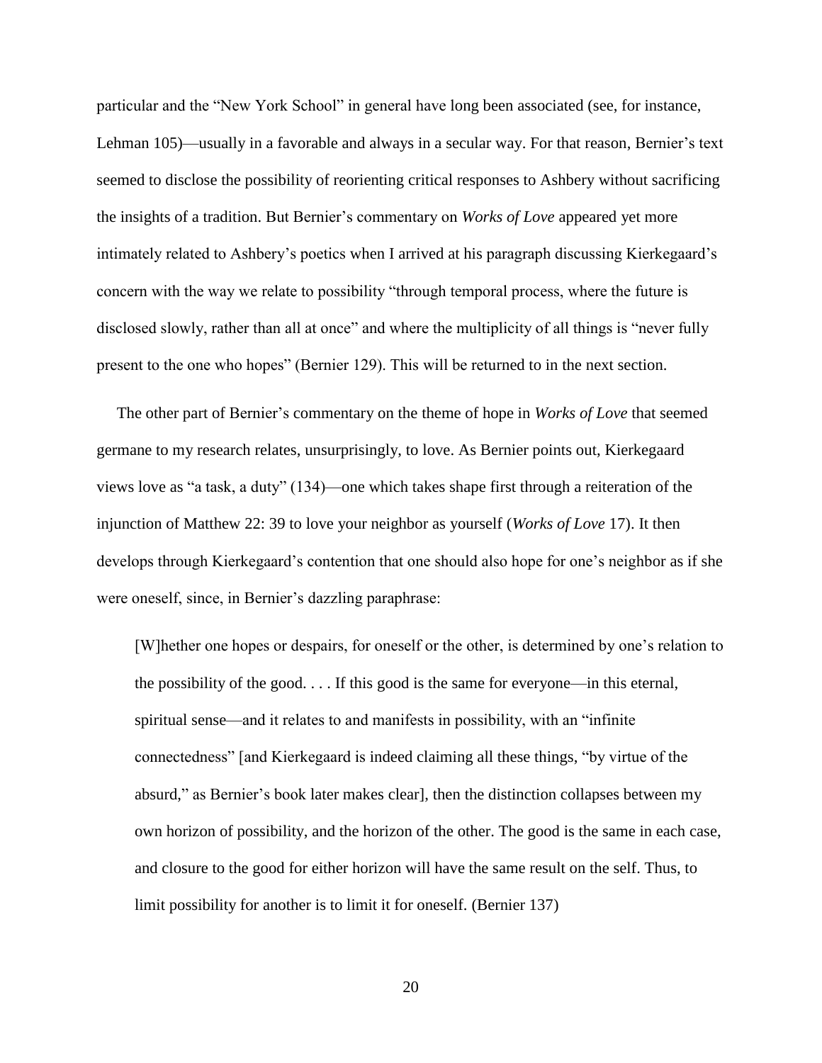particular and the "New York School" in general have long been associated (see, for instance, Lehman 105)—usually in a favorable and always in a secular way. For that reason, Bernier's text seemed to disclose the possibility of reorienting critical responses to Ashbery without sacrificing the insights of a tradition. But Bernier's commentary on *Works of Love* appeared yet more intimately related to Ashbery's poetics when I arrived at his paragraph discussing Kierkegaard's concern with the way we relate to possibility "through temporal process, where the future is disclosed slowly, rather than all at once" and where the multiplicity of all things is "never fully present to the one who hopes" (Bernier 129). This will be returned to in the next section.

The other part of Bernier's commentary on the theme of hope in *Works of Love* that seemed germane to my research relates, unsurprisingly, to love. As Bernier points out, Kierkegaard views love as "a task, a duty" (134)—one which takes shape first through a reiteration of the injunction of Matthew 22: 39 to love your neighbor as yourself (*Works of Love* 17). It then develops through Kierkegaard's contention that one should also hope for one's neighbor as if she were oneself, since, in Bernier's dazzling paraphrase:

> [W]hether one hopes or despairs, for oneself or the other, is determined by one's relation to the possibility of the good. . . . If this good is the same for everyone—in this eternal, spiritual sense—and it relates to and manifests in possibility, with an "infinite connectedness" [and Kierkegaard is indeed claiming all these things, "by virtue of the absurd," as Bernier's book later makes clear], then the distinction collapses between my own horizon of possibility, and the horizon of the other. The good is the same in each case, and closure to the good for either horizon will have the same result on the self. Thus, to limit possibility for another is to limit it for oneself. (Bernier 137)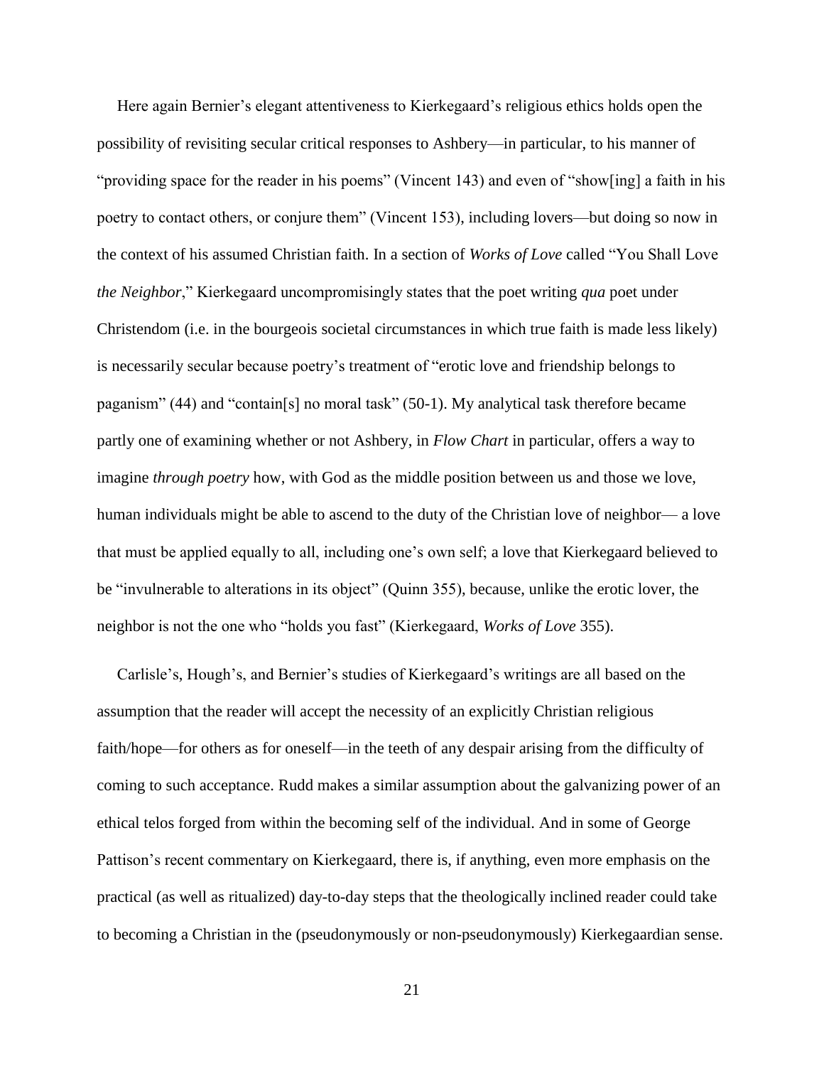Here again Bernier's elegant attentiveness to Kierkegaard's religious ethics holds open the possibility of revisiting secular critical responses to Ashbery—in particular, to his manner of "providing space for the reader in his poems" (Vincent 143) and even of "show[ing] a faith in his poetry to contact others, or conjure them" (Vincent 153), including lovers—but doing so now in the context of his assumed Christian faith. In a section of *Works of Love* called "You Shall Love *the Neighbor*," Kierkegaard uncompromisingly states that the poet writing *qua* poet under Christendom (i.e. in the bourgeois societal circumstances in which true faith is made less likely) is necessarily secular because poetry's treatment of "erotic love and friendship belongs to paganism" (44) and "contain[s] no moral task" (50-1). My analytical task therefore became partly one of examining whether or not Ashbery, in *Flow Chart* in particular, offers a way to imagine *through poetry* how, with God as the middle position between us and those we love, human individuals might be able to ascend to the duty of the Christian love of neighbor— a love that must be applied equally to all, including one's own self; a love that Kierkegaard believed to be "invulnerable to alterations in its object" (Quinn 355), because, unlike the erotic lover, the neighbor is not the one who "holds you fast" (Kierkegaard, *Works of Love* 355).

Carlisle's, Hough's, and Bernier's studies of Kierkegaard's writings are all based on the assumption that the reader will accept the necessity of an explicitly Christian religious faith/hope—for others as for oneself—in the teeth of any despair arising from the difficulty of coming to such acceptance. Rudd makes a similar assumption about the galvanizing power of an ethical telos forged from within the becoming self of the individual. And in some of George Pattison's recent commentary on Kierkegaard, there is, if anything, even more emphasis on the practical (as well as ritualized) day-to-day steps that the theologically inclined reader could take to becoming a Christian in the (pseudonymously or non-pseudonymously) Kierkegaardian sense.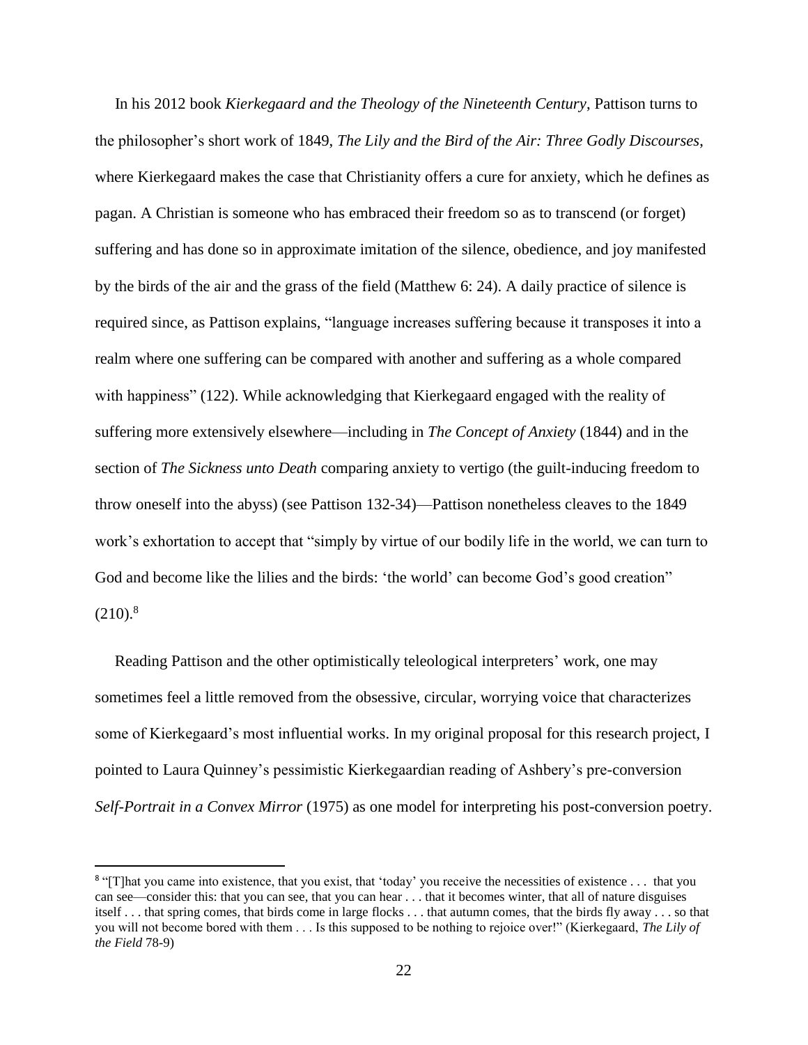In his 2012 book *Kierkegaard and the Theology of the Nineteenth Century*, Pattison turns to the philosopher's short work of 1849, *The Lily and the Bird of the Air: Three Godly Discourses*, where Kierkegaard makes the case that Christianity offers a cure for anxiety, which he defines as pagan. A Christian is someone who has embraced their freedom so as to transcend (or forget) suffering and has done so in approximate imitation of the silence, obedience, and joy manifested by the birds of the air and the grass of the field (Matthew 6: 24). A daily practice of silence is required since, as Pattison explains, "language increases suffering because it transposes it into a realm where one suffering can be compared with another and suffering as a whole compared with happiness" (122). While acknowledging that Kierkegaard engaged with the reality of suffering more extensively elsewhere—including in *The Concept of Anxiety* (1844) and in the section of *The Sickness unto Death* comparing anxiety to vertigo (the guilt-inducing freedom to throw oneself into the abyss) (see Pattison 132-34)—Pattison nonetheless cleaves to the 1849 work's exhortation to accept that "simply by virtue of our bodily life in the world, we can turn to God and become like the lilies and the birds: 'the world' can become God's good creation" (210).[8]

Reading Pattison and the other optimistically teleological interpreters' work, one may sometimes feel a little removed from the obsessive, circular, worrying voice that characterizes some of Kierkegaard's most influential works. In my original proposal for this research project, I pointed to Laura Quinney's pessimistic Kierkegaardian reading of Ashbery's pre-conversion *Self-Portrait in a Convex Mirror* (1975) as one model for interpreting his post-conversion poetry.

[8] "[T]hat you came into existence, that you exist, that 'today' you receive the necessities of existence . . . that you can see—consider this: that you can see, that you can hear . . . that it becomes winter, that all of nature disguises itself . . . that spring comes, that birds come in large flocks . . . that autumn comes, that the birds fly away . . . so that you will not become bored with them . . . Is this supposed to be nothing to rejoice over!" (Kierkegaard, *The Lily of the Field* 78-9)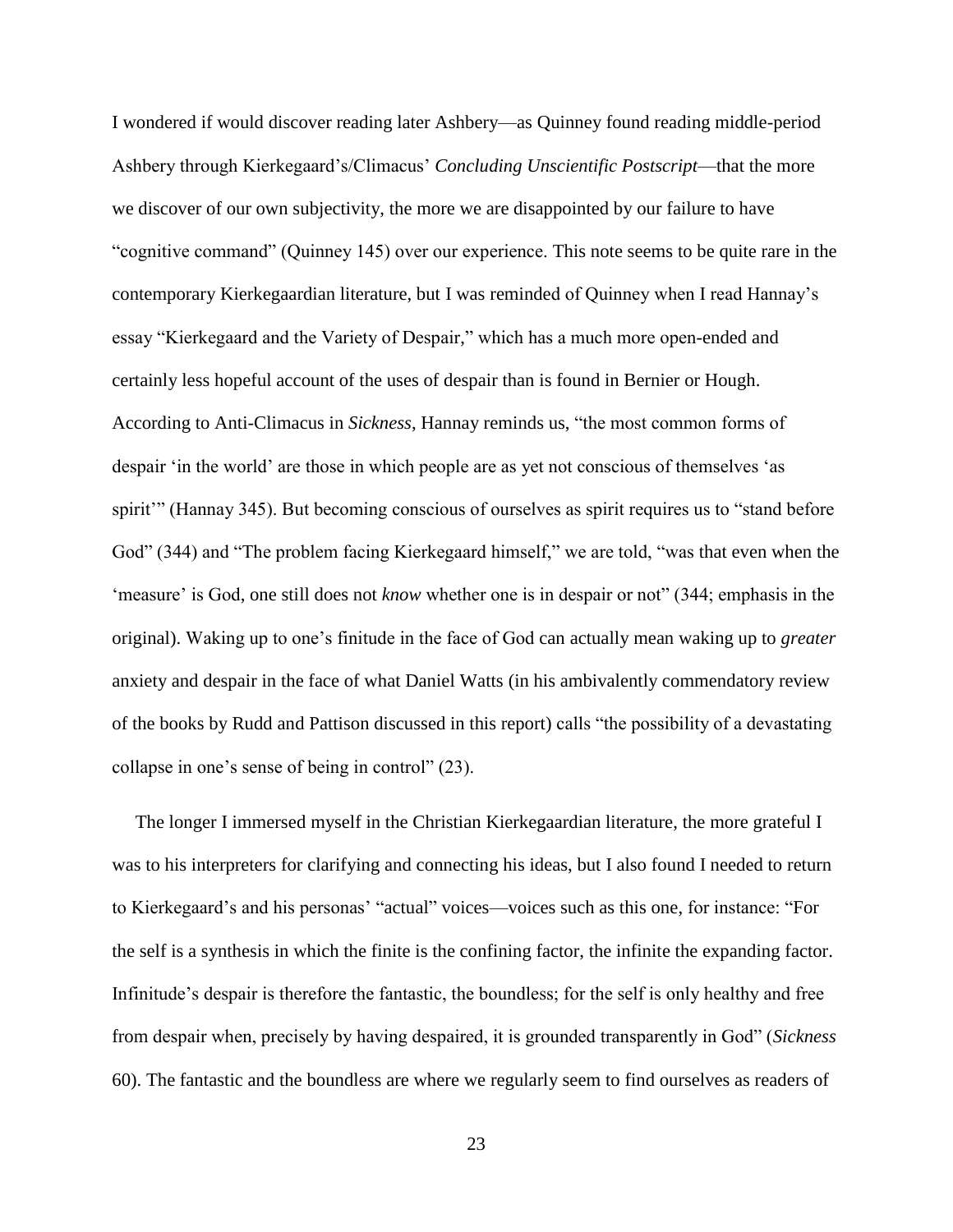I wondered if would discover reading later Ashbery—as Quinney found reading middle-period Ashbery through Kierkegaard's/Climacus' *Concluding Unscientific Postscript*—that the more we discover of our own subjectivity, the more we are disappointed by our failure to have "cognitive command" (Quinney 145) over our experience. This note seems to be quite rare in the contemporary Kierkegaardian literature, but I was reminded of Quinney when I read Hannay's essay "Kierkegaard and the Variety of Despair," which has a much more open-ended and certainly less hopeful account of the uses of despair than is found in Bernier or Hough. According to Anti-Climacus in *Sickness*, Hannay reminds us, "the most common forms of despair 'in the world' are those in which people are as yet not conscious of themselves 'as spirit'" (Hannay 345). But becoming conscious of ourselves as spirit requires us to "stand before God" (344) and "The problem facing Kierkegaard himself," we are told, "was that even when the 'measure' is God, one still does not *know* whether one is in despair or not" (344; emphasis in the original). Waking up to one's finitude in the face of God can actually mean waking up to *greater* anxiety and despair in the face of what Daniel Watts (in his ambivalently commendatory review of the books by Rudd and Pattison discussed in this report) calls "the possibility of a devastating collapse in one's sense of being in control" (23).

The longer I immersed myself in the Christian Kierkegaardian literature, the more grateful I was to his interpreters for clarifying and connecting his ideas, but I also found I needed to return to Kierkegaard's and his personas' "actual" voices—voices such as this one, for instance: "For the self is a synthesis in which the finite is the confining factor, the infinite the expanding factor. Infinitude's despair is therefore the fantastic, the boundless; for the self is only healthy and free from despair when, precisely by having despaired, it is grounded transparently in God" (*Sickness* 60). The fantastic and the boundless are where we regularly seem to find ourselves as readers of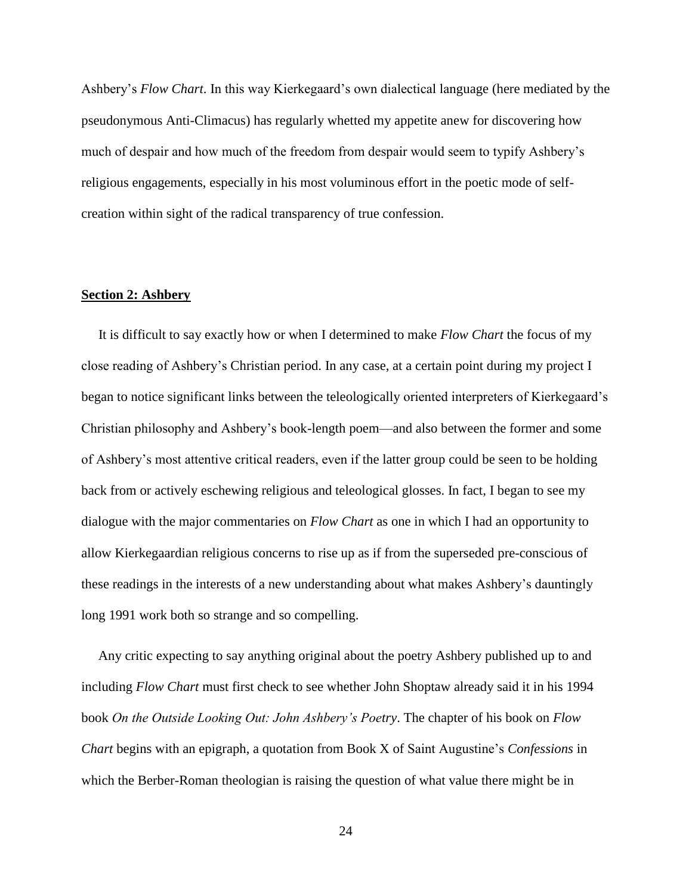Ashbery's *Flow Chart*. In this way Kierkegaard's own dialectical language (here mediated by the pseudonymous Anti-Climacus) has regularly whetted my appetite anew for discovering how much of despair and how much of the freedom from despair would seem to typify Ashbery's religious engagements, especially in his most voluminous effort in the poetic mode of self-creation within sight of the radical transparency of true confession.

## Section 2: Ashbery

It is difficult to say exactly how or when I determined to make *Flow Chart* the focus of my close reading of Ashbery's Christian period. In any case, at a certain point during my project I began to notice significant links between the teleologically oriented interpreters of Kierkegaard's Christian philosophy and Ashbery's book-length poem—and also between the former and some of Ashbery's most attentive critical readers, even if the latter group could be seen to be holding back from or actively eschewing religious and teleological glosses. In fact, I began to see my dialogue with the major commentaries on *Flow Chart* as one in which I had an opportunity to allow Kierkegaardian religious concerns to rise up as if from the superseded pre-conscious of these readings in the interests of a new understanding about what makes Ashbery's dauntingly long 1991 work both so strange and so compelling.

Any critic expecting to say anything original about the poetry Ashbery published up to and including *Flow Chart* must first check to see whether John Shoptaw already said it in his 1994 book *On the Outside Looking Out: John Ashbery's Poetry*. The chapter of his book on *Flow Chart* begins with an epigraph, a quotation from Book X of Saint Augustine's *Confessions* in which the Berber-Roman theologian is raising the question of what value there might be in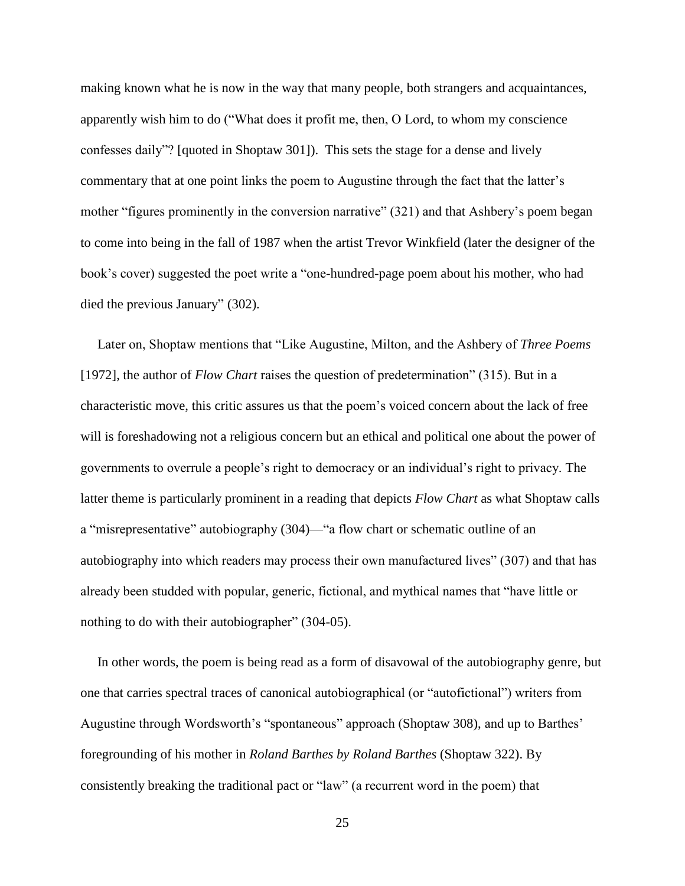making known what he is now in the way that many people, both strangers and acquaintances, apparently wish him to do ("What does it profit me, then, O Lord, to whom my conscience confesses daily"? [quoted in Shoptaw 301]). This sets the stage for a dense and lively commentary that at one point links the poem to Augustine through the fact that the latter's mother "figures prominently in the conversion narrative" (321) and that Ashbery's poem began to come into being in the fall of 1987 when the artist Trevor Winkfield (later the designer of the book's cover) suggested the poet write a "one-hundred-page poem about his mother, who had died the previous January" (302).

Later on, Shoptaw mentions that "Like Augustine, Milton, and the Ashbery of *Three Poems* [1972], the author of *Flow Chart* raises the question of predetermination" (315). But in a characteristic move, this critic assures us that the poem's voiced concern about the lack of free will is foreshadowing not a religious concern but an ethical and political one about the power of governments to overrule a people's right to democracy or an individual's right to privacy. The latter theme is particularly prominent in a reading that depicts *Flow Chart* as what Shoptaw calls a "misrepresentative" autobiography (304)—"a flow chart or schematic outline of an autobiography into which readers may process their own manufactured lives" (307) and that has already been studded with popular, generic, fictional, and mythical names that "have little or nothing to do with their autobiographer" (304-05).

In other words, the poem is being read as a form of disavowal of the autobiography genre, but one that carries spectral traces of canonical autobiographical (or "autofictional") writers from Augustine through Wordsworth's "spontaneous" approach (Shoptaw 308), and up to Barthes' foregrounding of his mother in *Roland Barthes by Roland Barthes* (Shoptaw 322). By consistently breaking the traditional pact or "law" (a recurrent word in the poem) that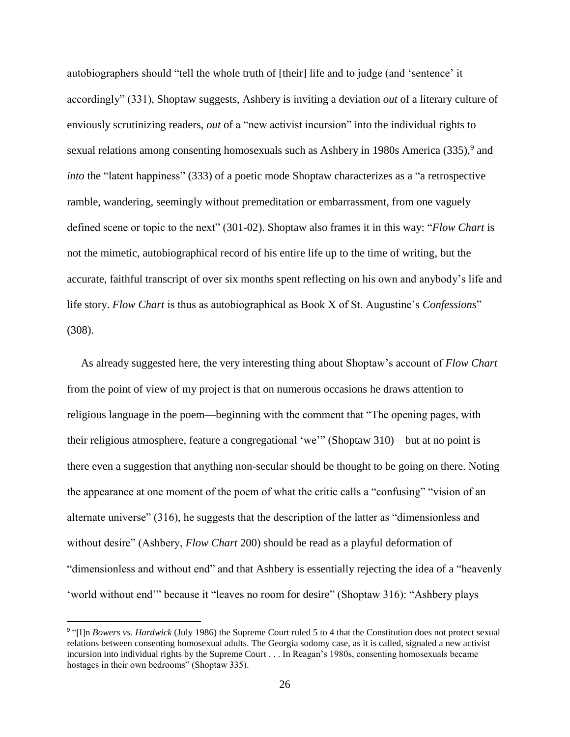autobiographers should "tell the whole truth of [their] life and to judge (and 'sentence' it accordingly" (331), Shoptaw suggests, Ashbery is inviting a deviation *out* of a literary culture of enviously scrutinizing readers, *out* of a "new activist incursion" into the individual rights to sexual relations among consenting homosexuals such as Ashbery in 1980s America (335),[9] and *into* the "latent happiness" (333) of a poetic mode Shoptaw characterizes as a "a retrospective ramble, wandering, seemingly without premeditation or embarrassment, from one vaguely defined scene or topic to the next" (301-02). Shoptaw also frames it in this way: "*Flow Chart* is not the mimetic, autobiographical record of his entire life up to the time of writing, but the accurate, faithful transcript of over six months spent reflecting on his own and anybody's life and life story. *Flow Chart* is thus as autobiographical as Book X of St. Augustine's *Confessions*" (308).

As already suggested here, the very interesting thing about Shoptaw's account of *Flow Chart* from the point of view of my project is that on numerous occasions he draws attention to religious language in the poem—beginning with the comment that "The opening pages, with their religious atmosphere, feature a congregational 'we'" (Shoptaw 310)—but at no point is there even a suggestion that anything non-secular should be thought to be going on there. Noting the appearance at one moment of the poem of what the critic calls a "confusing" "vision of an alternate universe" (316), he suggests that the description of the latter as "dimensionless and without desire" (Ashbery, *Flow Chart* 200) should be read as a playful deformation of "dimensionless and without end" and that Ashbery is essentially rejecting the idea of a "heavenly 'world without end'" because it "leaves no room for desire" (Shoptaw 316): "Ashbery plays

---

[9] "[I]n *Bowers vs. Hardwick* (July 1986) the Supreme Court ruled 5 to 4 that the Constitution does not protect sexual relations between consenting homosexual adults. The Georgia sodomy case, as it is called, signaled a new activist incursion into individual rights by the Supreme Court . . . In Reagan's 1980s, consenting homosexuals became hostages in their own bedrooms" (Shoptaw 335).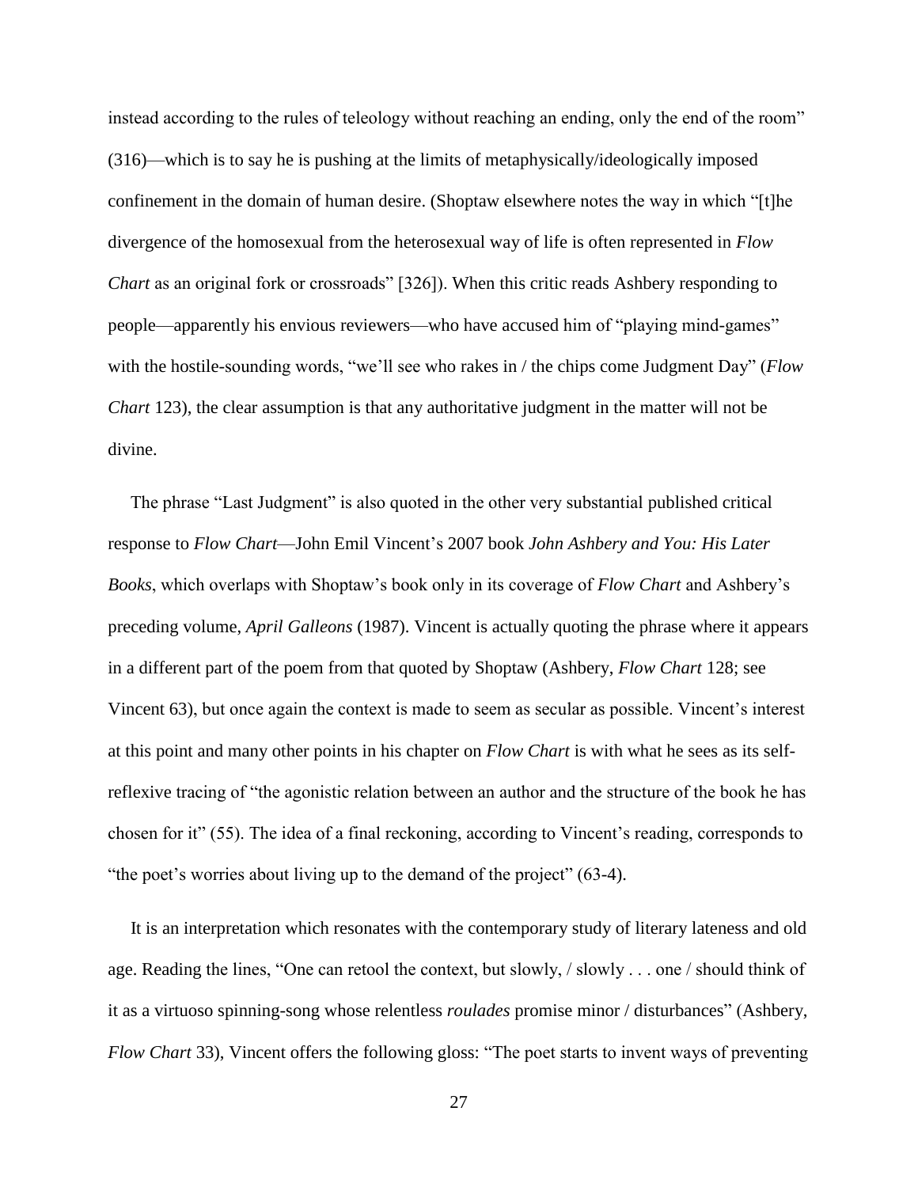instead according to the rules of teleology without reaching an ending, only the end of the room" (316)—which is to say he is pushing at the limits of metaphysically/ideologically imposed confinement in the domain of human desire. (Shoptaw elsewhere notes the way in which "[t]he divergence of the homosexual from the heterosexual way of life is often represented in *Flow Chart* as an original fork or crossroads" [326]). When this critic reads Ashbery responding to people—apparently his envious reviewers—who have accused him of "playing mind-games" with the hostile-sounding words, "we'll see who rakes in / the chips come Judgment Day" (*Flow Chart* 123), the clear assumption is that any authoritative judgment in the matter will not be divine.

The phrase "Last Judgment" is also quoted in the other very substantial published critical response to *Flow Chart*—John Emil Vincent's 2007 book *John Ashbery and You: His Later Books*, which overlaps with Shoptaw's book only in its coverage of *Flow Chart* and Ashbery's preceding volume, *April Galleons* (1987). Vincent is actually quoting the phrase where it appears in a different part of the poem from that quoted by Shoptaw (Ashbery, *Flow Chart* 128; see Vincent 63), but once again the context is made to seem as secular as possible. Vincent's interest at this point and many other points in his chapter on *Flow Chart* is with what he sees as its self-reflexive tracing of "the agonistic relation between an author and the structure of the book he has chosen for it" (55). The idea of a final reckoning, according to Vincent's reading, corresponds to "the poet's worries about living up to the demand of the project" (63-4).

It is an interpretation which resonates with the contemporary study of literary lateness and old age. Reading the lines, "One can retool the context, but slowly, / slowly . . . one / should think of it as a virtuoso spinning-song whose relentless *roulades* promise minor / disturbances" (Ashbery, *Flow Chart* 33), Vincent offers the following gloss: "The poet starts to invent ways of preventing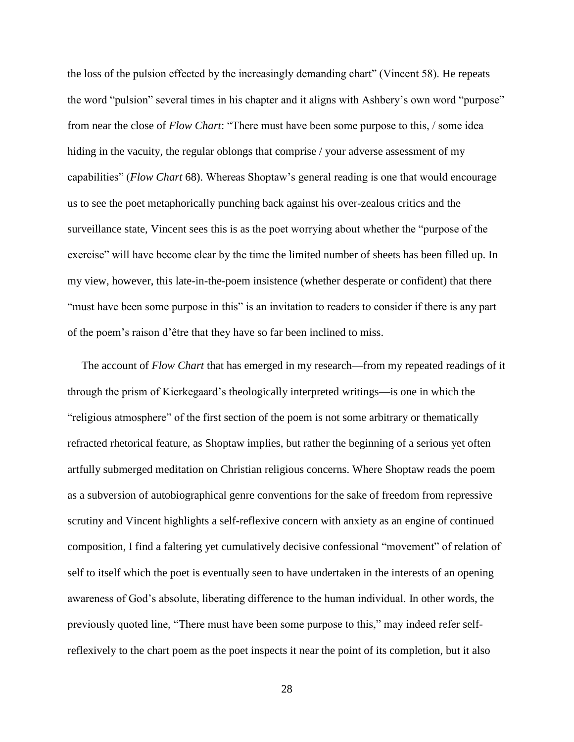the loss of the pulsion effected by the increasingly demanding chart" (Vincent 58). He repeats the word "pulsion" several times in his chapter and it aligns with Ashbery's own word "purpose" from near the close of *Flow Chart*: "There must have been some purpose to this, / some idea hiding in the vacuity, the regular oblongs that comprise / your adverse assessment of my capabilities" (*Flow Chart* 68). Whereas Shoptaw's general reading is one that would encourage us to see the poet metaphorically punching back against his over-zealous critics and the surveillance state, Vincent sees this is as the poet worrying about whether the "purpose of the exercise" will have become clear by the time the limited number of sheets has been filled up. In my view, however, this late-in-the-poem insistence (whether desperate or confident) that there "must have been some purpose in this" is an invitation to readers to consider if there is any part of the poem's raison d'être that they have so far been inclined to miss.

The account of *Flow Chart* that has emerged in my research—from my repeated readings of it through the prism of Kierkegaard's theologically interpreted writings—is one in which the "religious atmosphere" of the first section of the poem is not some arbitrary or thematically refracted rhetorical feature, as Shoptaw implies, but rather the beginning of a serious yet often artfully submerged meditation on Christian religious concerns. Where Shoptaw reads the poem as a subversion of autobiographical genre conventions for the sake of freedom from repressive scrutiny and Vincent highlights a self-reflexive concern with anxiety as an engine of continued composition, I find a faltering yet cumulatively decisive confessional "movement" of relation of self to itself which the poet is eventually seen to have undertaken in the interests of an opening awareness of God's absolute, liberating difference to the human individual. In other words, the previously quoted line, "There must have been some purpose to this," may indeed refer self-reflexively to the chart poem as the poet inspects it near the point of its completion, but it also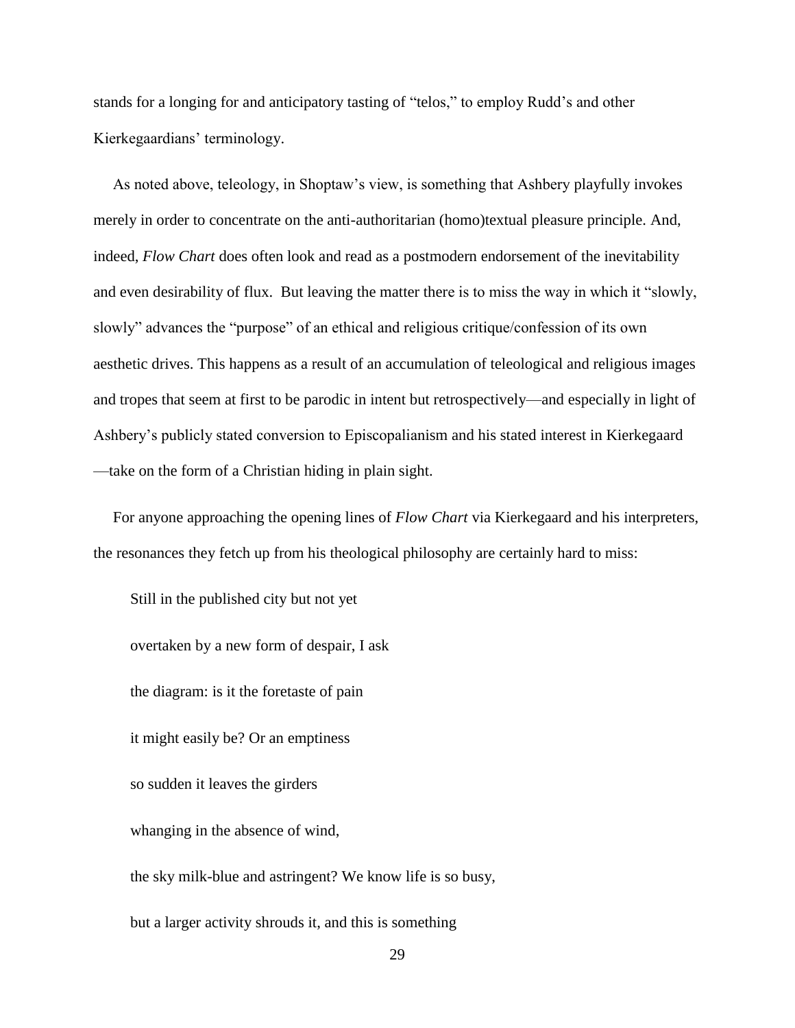stands for a longing for and anticipatory tasting of "telos," to employ Rudd's and other Kierkegaardians' terminology.

As noted above, teleology, in Shoptaw's view, is something that Ashbery playfully invokes merely in order to concentrate on the anti-authoritarian (homo)textual pleasure principle. And, indeed, *Flow Chart* does often look and read as a postmodern endorsement of the inevitability and even desirability of flux. But leaving the matter there is to miss the way in which it "slowly, slowly" advances the "purpose" of an ethical and religious critique/confession of its own aesthetic drives. This happens as a result of an accumulation of teleological and religious images and tropes that seem at first to be parodic in intent but retrospectively—and especially in light of Ashbery's publicly stated conversion to Episcopalianism and his stated interest in Kierkegaard—take on the form of a Christian hiding in plain sight.

For anyone approaching the opening lines of *Flow Chart* via Kierkegaard and his interpreters, the resonances they fetch up from his theological philosophy are certainly hard to miss:

> Still in the published city but not yet
>
> overtaken by a new form of despair, I ask
>
> the diagram: is it the foretaste of pain
>
> it might easily be? Or an emptiness
>
> so sudden it leaves the girders
>
> whanging in the absence of wind,
>
> the sky milk-blue and astringent? We know life is so busy,
>
> but a larger activity shrouds it, and this is something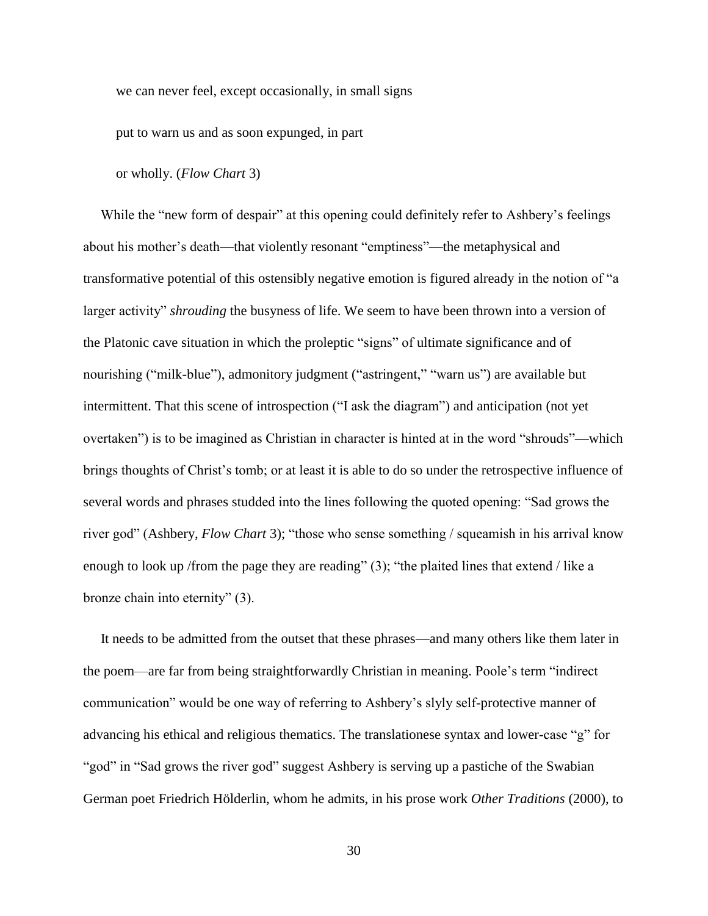we can never feel, except occasionally, in small signs

put to warn us and as soon expunged, in part

or wholly. (*Flow Chart* 3)

While the "new form of despair" at this opening could definitely refer to Ashbery's feelings about his mother's death—that violently resonant "emptiness"—the metaphysical and transformative potential of this ostensibly negative emotion is figured already in the notion of "a larger activity" *shrouding* the busyness of life. We seem to have been thrown into a version of the Platonic cave situation in which the proleptic "signs" of ultimate significance and of nourishing ("milk-blue"), admonitory judgment ("astringent," "warn us") are available but intermittent. That this scene of introspection ("I ask the diagram") and anticipation (not yet overtaken") is to be imagined as Christian in character is hinted at in the word "shrouds"—which brings thoughts of Christ's tomb; or at least it is able to do so under the retrospective influence of several words and phrases studded into the lines following the quoted opening: "Sad grows the river god" (Ashbery, *Flow Chart* 3); "those who sense something / squeamish in his arrival know enough to look up /from the page they are reading" (3); "the plaited lines that extend / like a bronze chain into eternity" (3).

It needs to be admitted from the outset that these phrases—and many others like them later in the poem—are far from being straightforwardly Christian in meaning. Poole's term "indirect communication" would be one way of referring to Ashbery's slyly self-protective manner of advancing his ethical and religious thematics. The translationese syntax and lower-case "g" for "god" in "Sad grows the river god" suggest Ashbery is serving up a pastiche of the Swabian German poet Friedrich Hölderlin, whom he admits, in his prose work *Other Traditions* (2000), to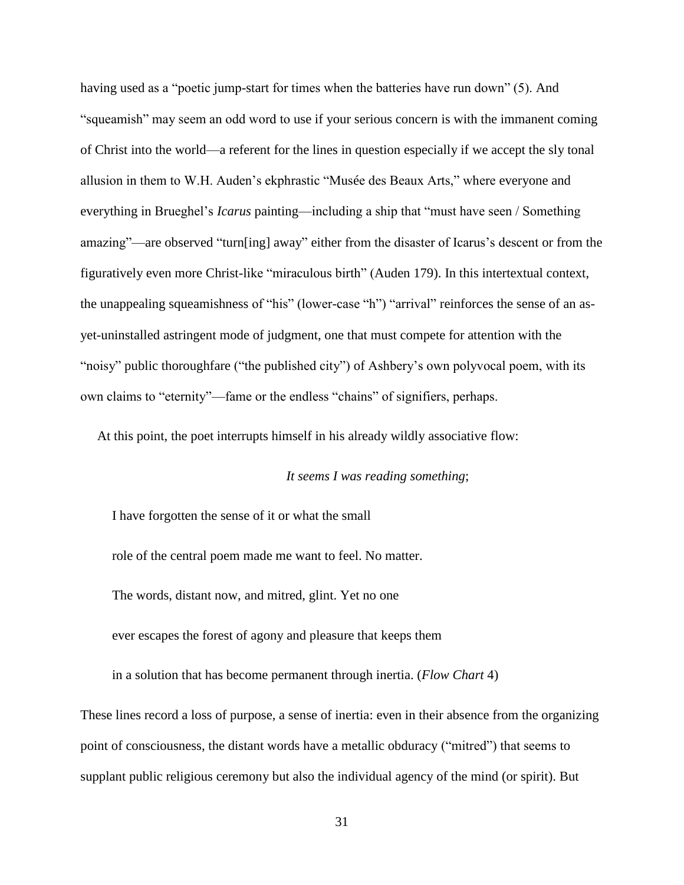having used as a "poetic jump-start for times when the batteries have run down" (5). And "squeamish" may seem an odd word to use if your serious concern is with the immanent coming of Christ into the world—a referent for the lines in question especially if we accept the sly tonal allusion in them to W.H. Auden's ekphrastic "Musée des Beaux Arts," where everyone and everything in Brueghel's *Icarus* painting—including a ship that "must have seen / Something amazing"—are observed "turn[ing] away" either from the disaster of Icarus's descent or from the figuratively even more Christ-like "miraculous birth" (Auden 179). In this intertextual context, the unappealing squeamishness of "his" (lower-case "h") "arrival" reinforces the sense of an as-yet-uninstalled astringent mode of judgment, one that must compete for attention with the "noisy" public thoroughfare ("the published city") of Ashbery's own polyvocal poem, with its own claims to "eternity"—fame or the endless "chains" of signifiers, perhaps.

At this point, the poet interrupts himself in his already wildly associative flow:

> *It seems I was reading something*;
>
> I have forgotten the sense of it or what the small
>
> role of the central poem made me want to feel. No matter.
>
> The words, distant now, and mitred, glint. Yet no one
>
> ever escapes the forest of agony and pleasure that keeps them
>
> in a solution that has become permanent through inertia. (*Flow Chart* 4)

These lines record a loss of purpose, a sense of inertia: even in their absence from the organizing point of consciousness, the distant words have a metallic obduracy ("mitred") that seems to supplant public religious ceremony but also the individual agency of the mind (or spirit). But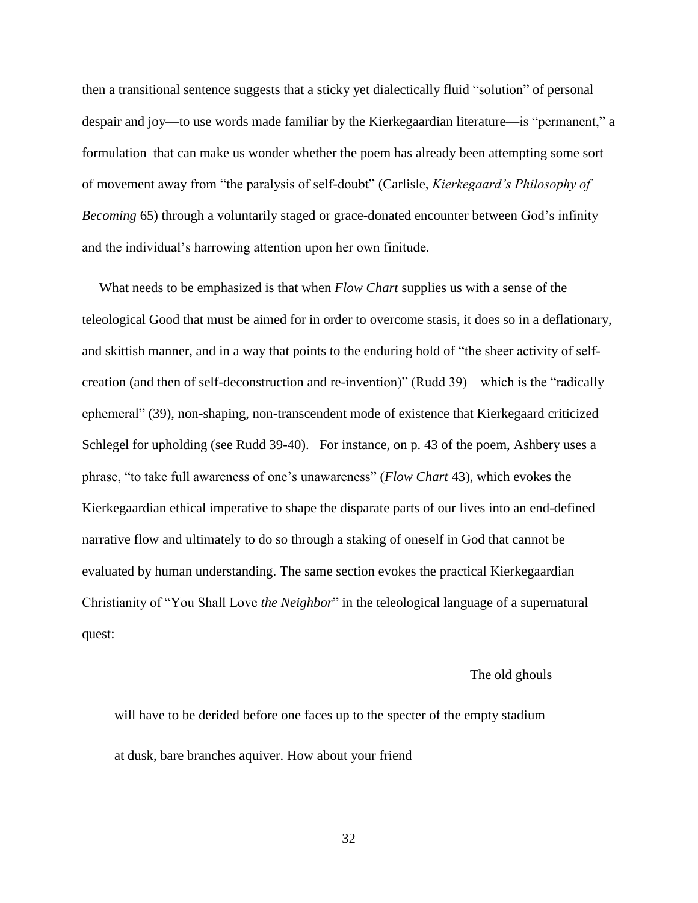then a transitional sentence suggests that a sticky yet dialectically fluid "solution" of personal despair and joy—to use words made familiar by the Kierkegaardian literature—is "permanent," a formulation that can make us wonder whether the poem has already been attempting some sort of movement away from "the paralysis of self-doubt" (Carlisle, *Kierkegaard's Philosophy of Becoming* 65) through a voluntarily staged or grace-donated encounter between God's infinity and the individual's harrowing attention upon her own finitude.

What needs to be emphasized is that when *Flow Chart* supplies us with a sense of the teleological Good that must be aimed for in order to overcome stasis, it does so in a deflationary, and skittish manner, and in a way that points to the enduring hold of "the sheer activity of self-creation (and then of self-deconstruction and re-invention)" (Rudd 39)—which is the "radically ephemeral" (39), non-shaping, non-transcendent mode of existence that Kierkegaard criticized Schlegel for upholding (see Rudd 39-40). For instance, on p. 43 of the poem, Ashbery uses a phrase, "to take full awareness of one's unawareness" (*Flow Chart* 43), which evokes the Kierkegaardian ethical imperative to shape the disparate parts of our lives into an end-defined narrative flow and ultimately to do so through a staking of oneself in God that cannot be evaluated by human understanding. The same section evokes the practical Kierkegaardian Christianity of "You Shall Love *the Neighbor*" in the teleological language of a supernatural quest:

The old ghouls

will have to be derided before one faces up to the specter of the empty stadium

at dusk, bare branches aquiver. How about your friend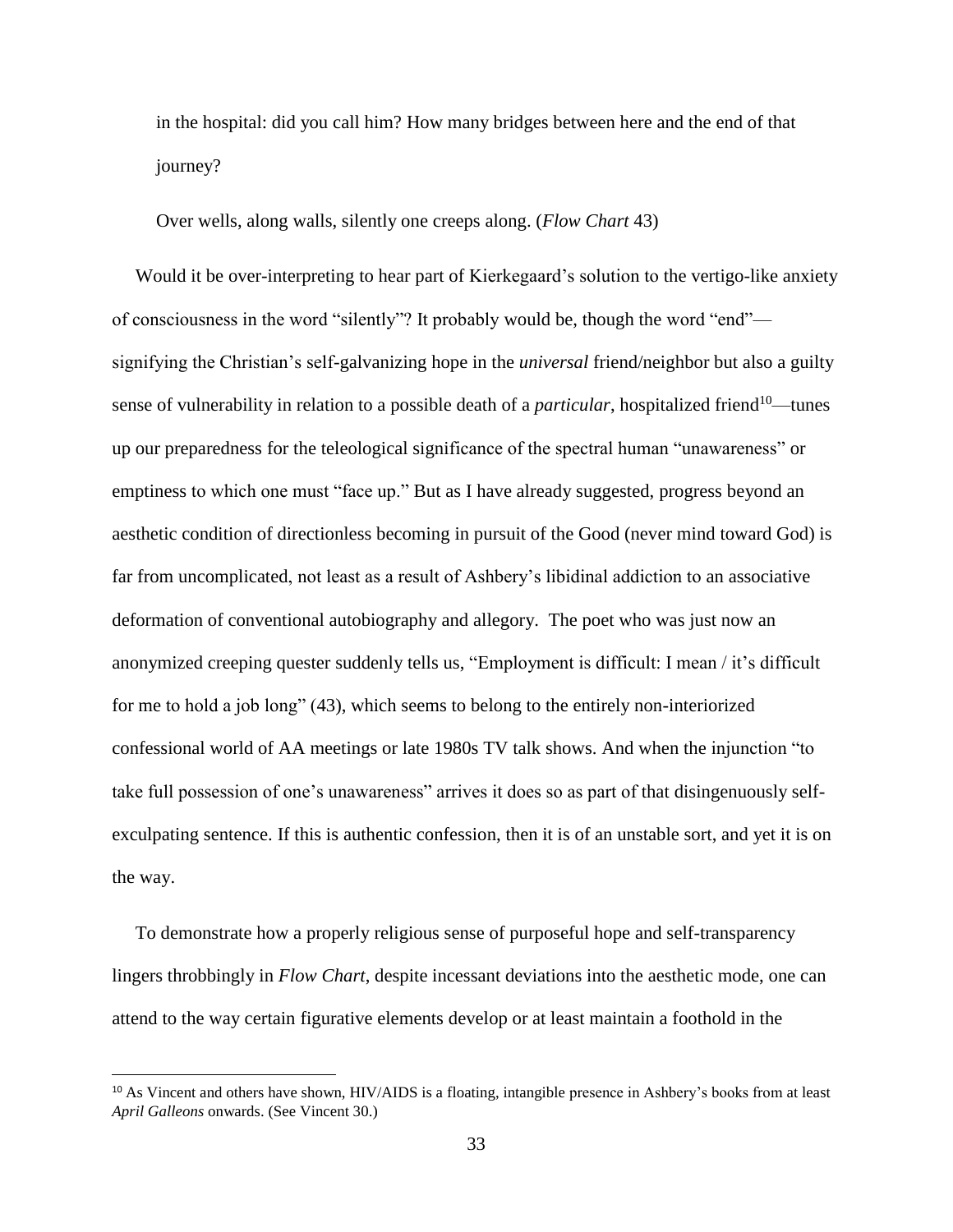in the hospital: did you call him? How many bridges between here and the end of that journey?

Over wells, along walls, silently one creeps along. (*Flow Chart* 43)

Would it be over-interpreting to hear part of Kierkegaard's solution to the vertigo-like anxiety of consciousness in the word "silently"? It probably would be, though the word "end"—signifying the Christian's self-galvanizing hope in the *universal* friend/neighbor but also a guilty sense of vulnerability in relation to a possible death of a *particular*, hospitalized friend[10]—tunes up our preparedness for the teleological significance of the spectral human "unawareness" or emptiness to which one must "face up." But as I have already suggested, progress beyond an aesthetic condition of directionless becoming in pursuit of the Good (never mind toward God) is far from uncomplicated, not least as a result of Ashbery's libidinal addiction to an associative deformation of conventional autobiography and allegory. The poet who was just now an anonymized creeping quester suddenly tells us, "Employment is difficult: I mean / it's difficult for me to hold a job long" (43), which seems to belong to the entirely non-interiorized confessional world of AA meetings or late 1980s TV talk shows. And when the injunction "to take full possession of one's unawareness" arrives it does so as part of that disingenuously self-exculpating sentence. If this is authentic confession, then it is of an unstable sort, and yet it is on the way.

To demonstrate how a properly religious sense of purposeful hope and self-transparency lingers throbbingly in *Flow Chart*, despite incessant deviations into the aesthetic mode, one can attend to the way certain figurative elements develop or at least maintain a foothold in the

---

[10] As Vincent and others have shown, HIV/AIDS is a floating, intangible presence in Ashbery's books from at least *April Galleons* onwards. (See Vincent 30.)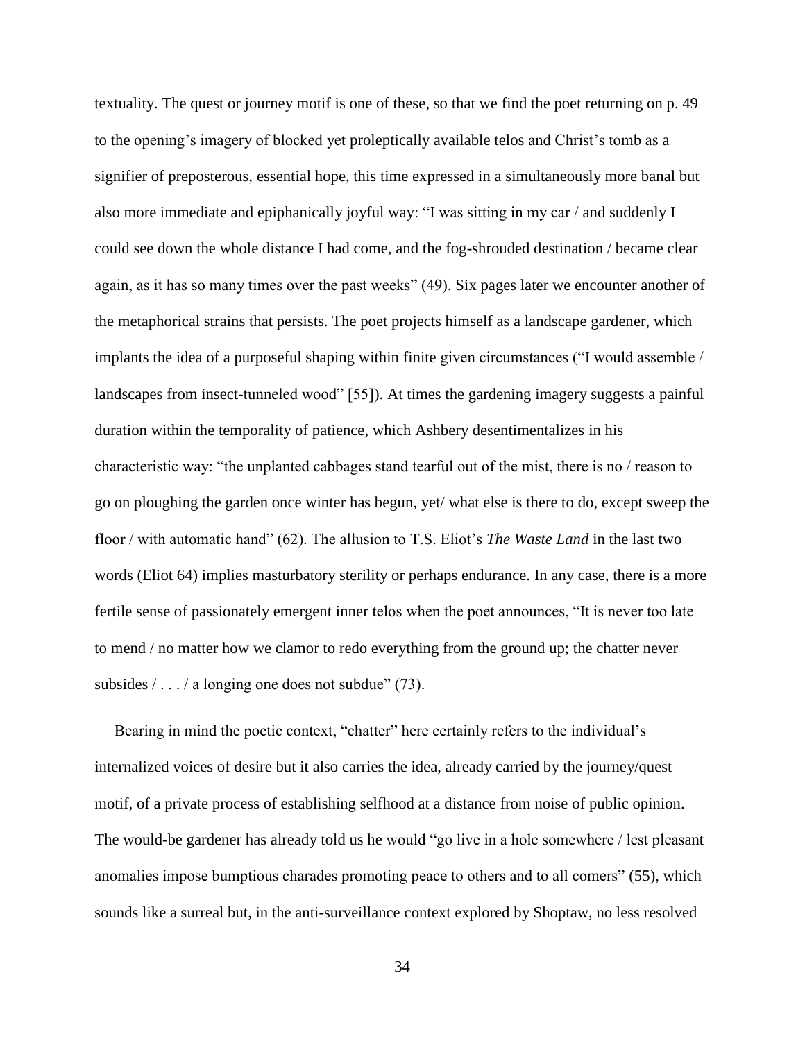textuality. The quest or journey motif is one of these, so that we find the poet returning on p. 49 to the opening's imagery of blocked yet proleptically available telos and Christ's tomb as a signifier of preposterous, essential hope, this time expressed in a simultaneously more banal but also more immediate and epiphanically joyful way: "I was sitting in my car / and suddenly I could see down the whole distance I had come, and the fog-shrouded destination / became clear again, as it has so many times over the past weeks" (49). Six pages later we encounter another of the metaphorical strains that persists. The poet projects himself as a landscape gardener, which implants the idea of a purposeful shaping within finite given circumstances ("I would assemble / landscapes from insect-tunneled wood" [55]). At times the gardening imagery suggests a painful duration within the temporality of patience, which Ashbery desentimentalizes in his characteristic way: "the unplanted cabbages stand tearful out of the mist, there is no / reason to go on ploughing the garden once winter has begun, yet/ what else is there to do, except sweep the floor / with automatic hand" (62). The allusion to T.S. Eliot's *The Waste Land* in the last two words (Eliot 64) implies masturbatory sterility or perhaps endurance. In any case, there is a more fertile sense of passionately emergent inner telos when the poet announces, "It is never too late to mend / no matter how we clamor to redo everything from the ground up; the chatter never subsides / . . . / a longing one does not subdue" (73).

Bearing in mind the poetic context, "chatter" here certainly refers to the individual's internalized voices of desire but it also carries the idea, already carried by the journey/quest motif, of a private process of establishing selfhood at a distance from noise of public opinion. The would-be gardener has already told us he would "go live in a hole somewhere / lest pleasant anomalies impose bumptious charades promoting peace to others and to all comers" (55), which sounds like a surreal but, in the anti-surveillance context explored by Shoptaw, no less resolved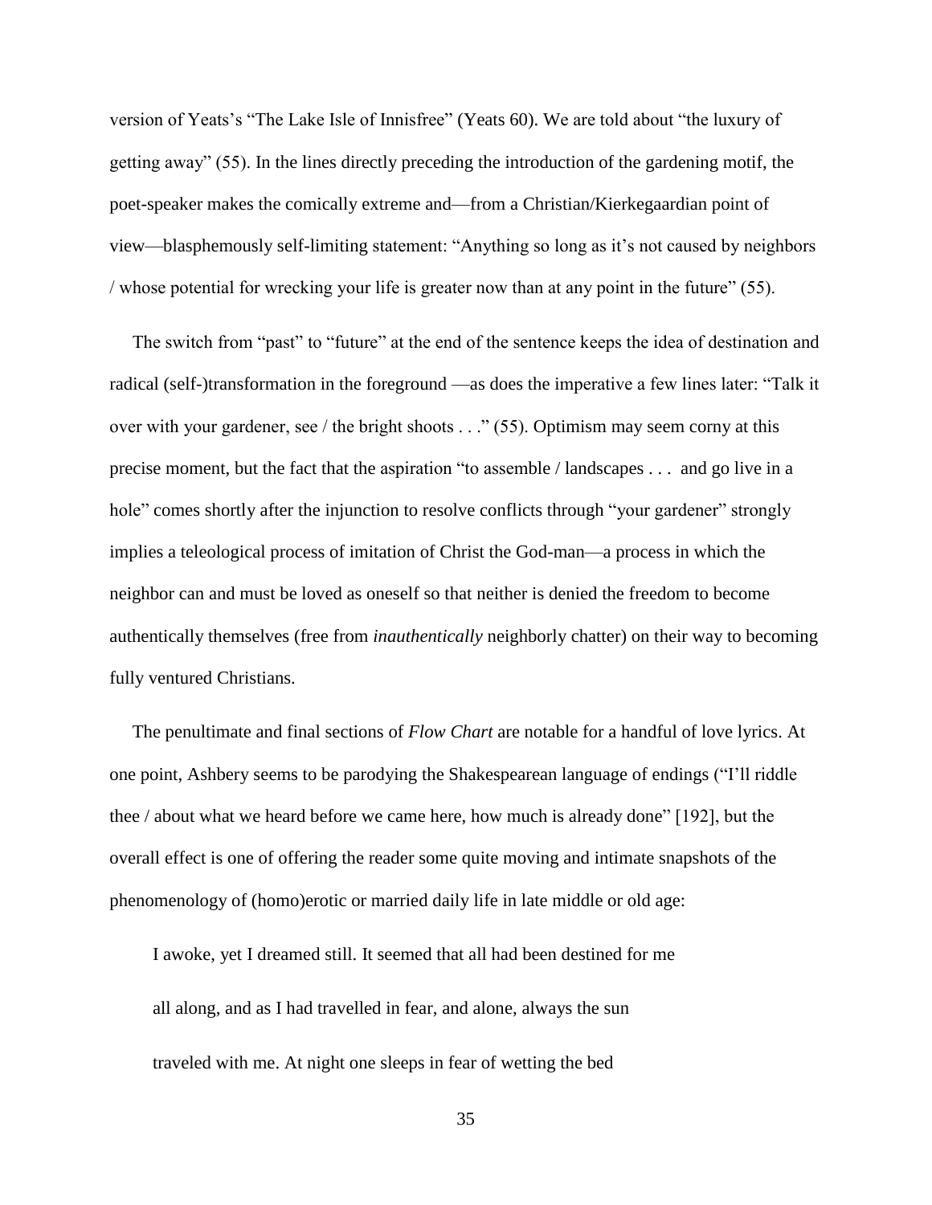version of Yeats's "The Lake Isle of Innisfree" (Yeats 60). We are told about "the luxury of getting away" (55). In the lines directly preceding the introduction of the gardening motif, the poet-speaker makes the comically extreme and—from a Christian/Kierkegaardian point of view—blasphemously self-limiting statement: "Anything so long as it's not caused by neighbors / whose potential for wrecking your life is greater now than at any point in the future" (55).

The switch from "past" to "future" at the end of the sentence keeps the idea of destination and radical (self-)transformation in the foreground —as does the imperative a few lines later: "Talk it over with your gardener, see / the bright shoots . . ." (55). Optimism may seem corny at this precise moment, but the fact that the aspiration "to assemble / landscapes . . .  and go live in a hole" comes shortly after the injunction to resolve conflicts through "your gardener" strongly implies a teleological process of imitation of Christ the God-man—a process in which the neighbor can and must be loved as oneself so that neither is denied the freedom to become authentically themselves (free from *inauthentically* neighborly chatter) on their way to becoming fully ventured Christians.

The penultimate and final sections of *Flow Chart* are notable for a handful of love lyrics. At one point, Ashbery seems to be parodying the Shakespearean language of endings ("I'll riddle thee / about what we heard before we came here, how much is already done" [192], but the overall effect is one of offering the reader some quite moving and intimate snapshots of the phenomenology of (homo)erotic or married daily life in late middle or old age:

> I awoke, yet I dreamed still. It seemed that all had been destined for me
>
> all along, and as I had travelled in fear, and alone, always the sun
>
> traveled with me. At night one sleeps in fear of wetting the bed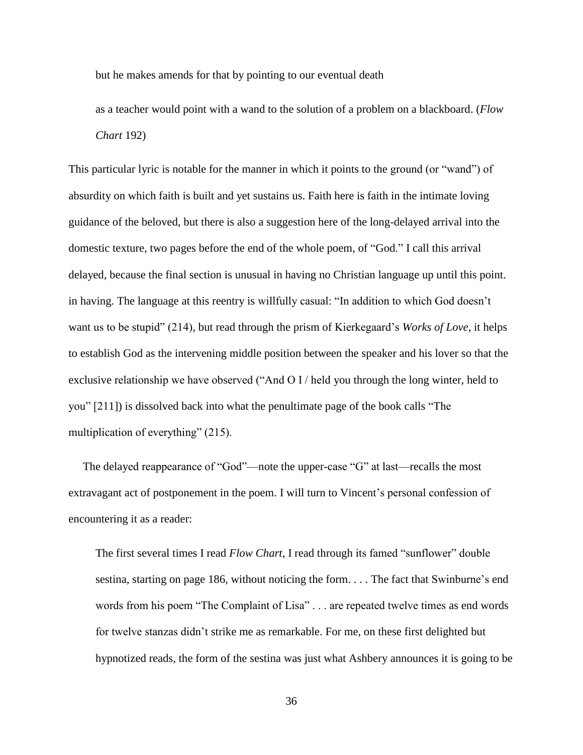but he makes amends for that by pointing to our eventual death

as a teacher would point with a wand to the solution of a problem on a blackboard. (*Flow Chart* 192)

This particular lyric is notable for the manner in which it points to the ground (or "wand") of absurdity on which faith is built and yet sustains us. Faith here is faith in the intimate loving guidance of the beloved, but there is also a suggestion here of the long-delayed arrival into the domestic texture, two pages before the end of the whole poem, of "God." I call this arrival delayed, because the final section is unusual in having no Christian language up until this point. in having. The language at this reentry is willfully casual: "In addition to which God doesn't want us to be stupid" (214), but read through the prism of Kierkegaard's *Works of Love*, it helps to establish God as the intervening middle position between the speaker and his lover so that the exclusive relationship we have observed ("And O I / held you through the long winter, held to you" [211]) is dissolved back into what the penultimate page of the book calls "The multiplication of everything" (215).

The delayed reappearance of "God"—note the upper-case "G" at last—recalls the most extravagant act of postponement in the poem. I will turn to Vincent's personal confession of encountering it as a reader:

> The first several times I read *Flow Chart*, I read through its famed "sunflower" double sestina, starting on page 186, without noticing the form. . . . The fact that Swinburne's end words from his poem "The Complaint of Lisa" . . . are repeated twelve times as end words for twelve stanzas didn't strike me as remarkable. For me, on these first delighted but hypnotized reads, the form of the sestina was just what Ashbery announces it is going to be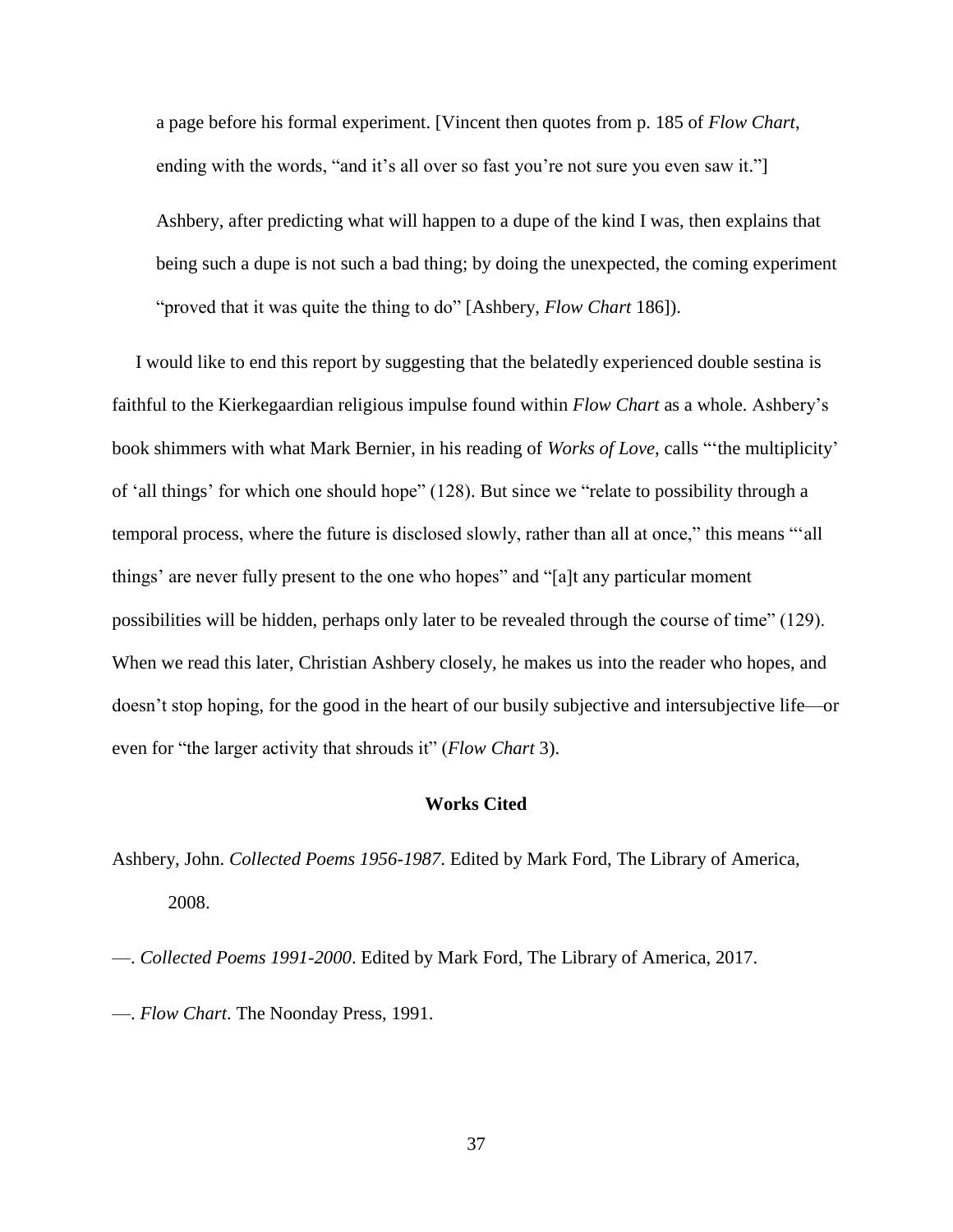> a page before his formal experiment. [Vincent then quotes from p. 185 of *Flow Chart*, ending with the words, "and it's all over so fast you're not sure you even saw it."]
>
> Ashbery, after predicting what will happen to a dupe of the kind I was, then explains that being such a dupe is not such a bad thing; by doing the unexpected, the coming experiment "proved that it was quite the thing to do" [Ashbery, *Flow Chart* 186]).

I would like to end this report by suggesting that the belatedly experienced double sestina is faithful to the Kierkegaardian religious impulse found within *Flow Chart* as a whole. Ashbery's book shimmers with what Mark Bernier, in his reading of *Works of Love*, calls "'the multiplicity' of 'all things' for which one should hope" (128). But since we "relate to possibility through a temporal process, where the future is disclosed slowly, rather than all at once," this means "'all things' are never fully present to the one who hopes" and "[a]t any particular moment possibilities will be hidden, perhaps only later to be revealed through the course of time" (129). When we read this later, Christian Ashbery closely, he makes us into the reader who hopes, and doesn't stop hoping, for the good in the heart of our busily subjective and intersubjective life—or even for "the larger activity that shrouds it" (*Flow Chart* 3).

## Works Cited

Ashbery, John. *Collected Poems 1956-1987*. Edited by Mark Ford, The Library of America, 2008.

—. *Collected Poems 1991-2000*. Edited by Mark Ford, The Library of America, 2017.

—. *Flow Chart*. The Noonday Press, 1991.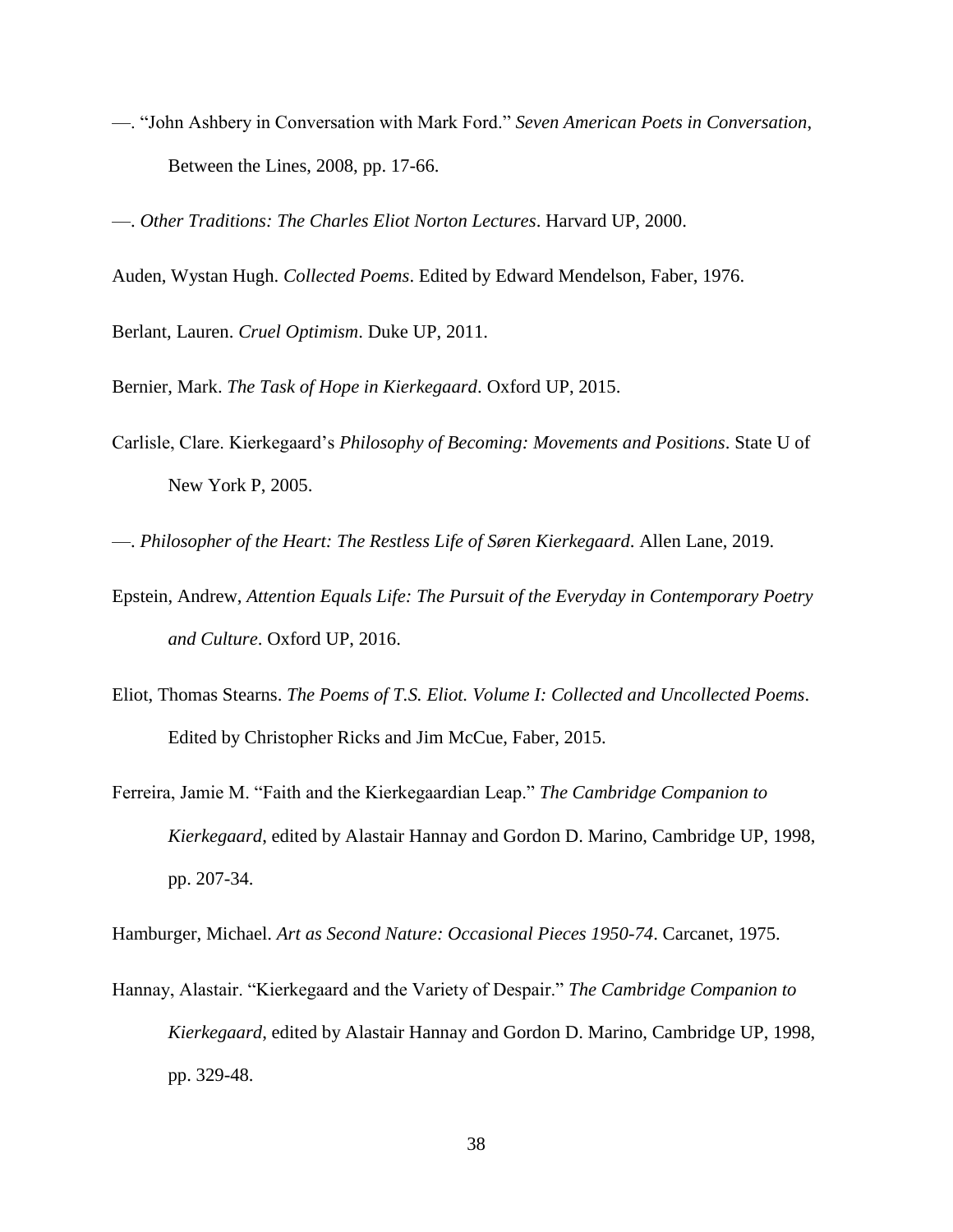—. "John Ashbery in Conversation with Mark Ford." *Seven American Poets in Conversation*, Between the Lines, 2008, pp. 17-66.

—. *Other Traditions: The Charles Eliot Norton Lectures*. Harvard UP, 2000.

Auden, Wystan Hugh. *Collected Poems*. Edited by Edward Mendelson, Faber, 1976.

Berlant, Lauren. *Cruel Optimism*. Duke UP, 2011.

Bernier, Mark. *The Task of Hope in Kierkegaard*. Oxford UP, 2015.

Carlisle, Clare. Kierkegaard's *Philosophy of Becoming: Movements and Positions*. State U of New York P, 2005.

—. *Philosopher of the Heart: The Restless Life of Søren Kierkegaard*. Allen Lane, 2019.

Epstein, Andrew, *Attention Equals Life: The Pursuit of the Everyday in Contemporary Poetry and Culture*. Oxford UP, 2016.

Eliot, Thomas Stearns. *The Poems of T.S. Eliot. Volume I: Collected and Uncollected Poems*. Edited by Christopher Ricks and Jim McCue, Faber, 2015.

Ferreira, Jamie M. "Faith and the Kierkegaardian Leap." *The Cambridge Companion to Kierkegaard*, edited by Alastair Hannay and Gordon D. Marino, Cambridge UP, 1998, pp. 207-34.

Hamburger, Michael. *Art as Second Nature: Occasional Pieces 1950-74*. Carcanet, 1975.

Hannay, Alastair. "Kierkegaard and the Variety of Despair." *The Cambridge Companion to Kierkegaard*, edited by Alastair Hannay and Gordon D. Marino, Cambridge UP, 1998, pp. 329-48.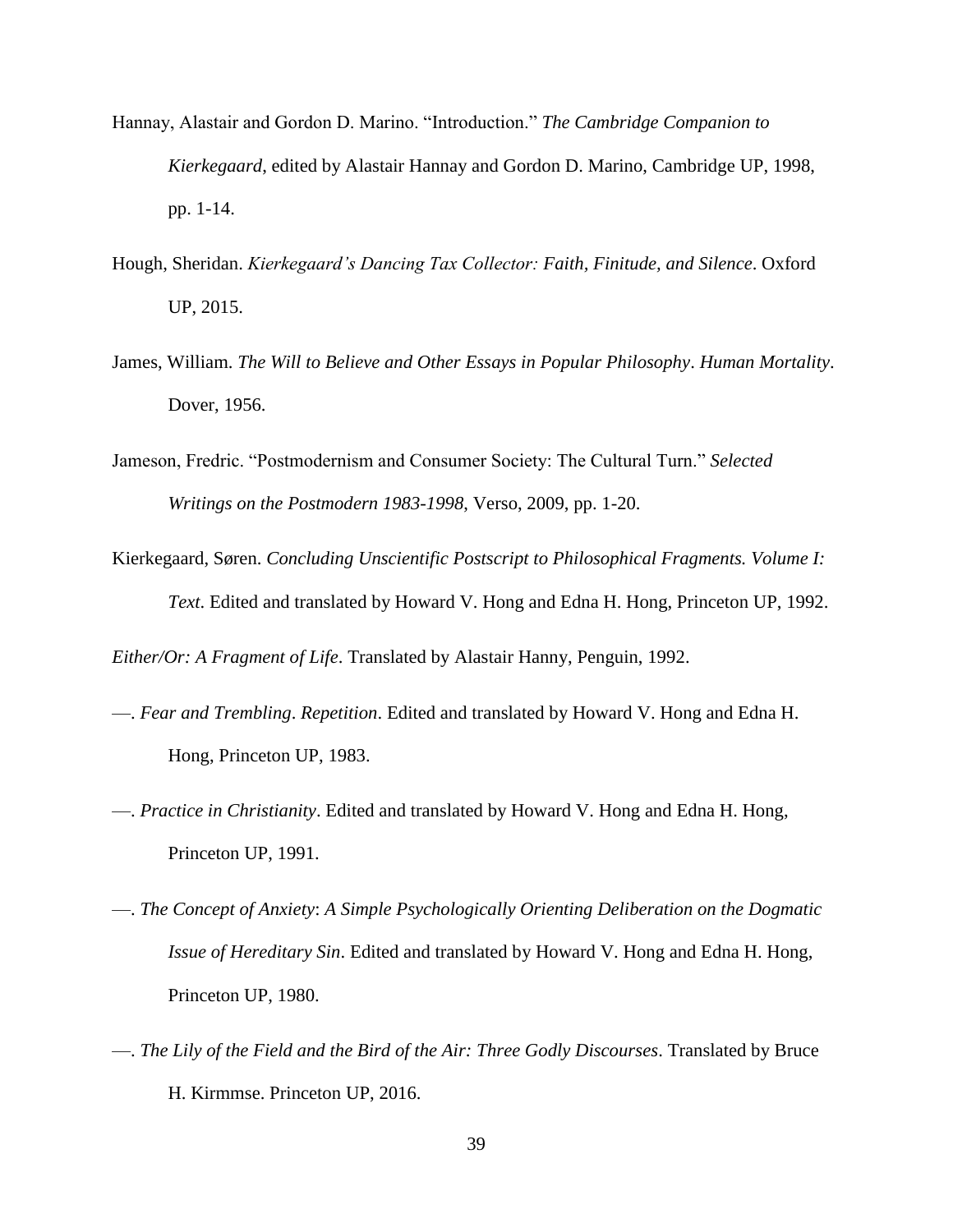Hannay, Alastair and Gordon D. Marino. "Introduction." *The Cambridge Companion to Kierkegaard*, edited by Alastair Hannay and Gordon D. Marino, Cambridge UP, 1998, pp. 1-14.

Hough, Sheridan. *Kierkegaard's Dancing Tax Collector: Faith, Finitude, and Silence*. Oxford UP, 2015.

James, William. *The Will to Believe and Other Essays in Popular Philosophy*. *Human Mortality*. Dover, 1956.

Jameson, Fredric. "Postmodernism and Consumer Society: The Cultural Turn." *Selected Writings on the Postmodern 1983-1998*, Verso, 2009, pp. 1-20.

Kierkegaard, Søren. *Concluding Unscientific Postscript to Philosophical Fragments. Volume I: Text*. Edited and translated by Howard V. Hong and Edna H. Hong, Princeton UP, 1992.

*Either/Or: A Fragment of Life*. Translated by Alastair Hanny, Penguin, 1992.

—. *Fear and Trembling*. *Repetition*. Edited and translated by Howard V. Hong and Edna H. Hong, Princeton UP, 1983.

—. *Practice in Christianity*. Edited and translated by Howard V. Hong and Edna H. Hong, Princeton UP, 1991.

—. *The Concept of Anxiety*: *A Simple Psychologically Orienting Deliberation on the Dogmatic Issue of Hereditary Sin*. Edited and translated by Howard V. Hong and Edna H. Hong, Princeton UP, 1980.

—. *The Lily of the Field and the Bird of the Air: Three Godly Discourses*. Translated by Bruce H. Kirmmse. Princeton UP, 2016.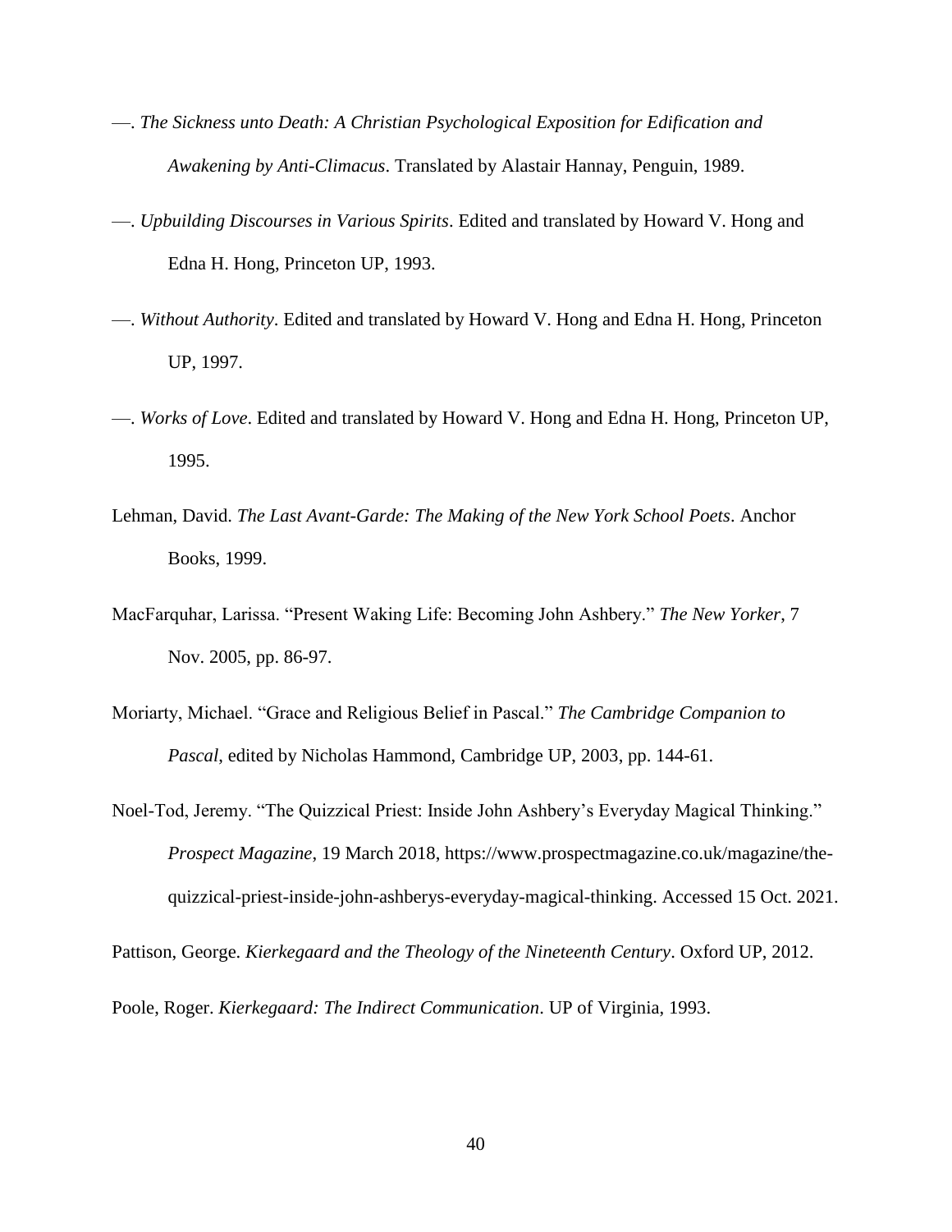—. *The Sickness unto Death: A Christian Psychological Exposition for Edification and Awakening by Anti-Climacus*. Translated by Alastair Hannay, Penguin, 1989.

—. *Upbuilding Discourses in Various Spirits*. Edited and translated by Howard V. Hong and Edna H. Hong, Princeton UP, 1993.

—. *Without Authority*. Edited and translated by Howard V. Hong and Edna H. Hong, Princeton UP, 1997.

—. *Works of Love*. Edited and translated by Howard V. Hong and Edna H. Hong, Princeton UP, 1995.

Lehman, David. *The Last Avant-Garde: The Making of the New York School Poets*. Anchor Books, 1999.

MacFarquhar, Larissa. "Present Waking Life: Becoming John Ashbery." *The New Yorker*, 7 Nov. 2005, pp. 86-97.

Moriarty, Michael. "Grace and Religious Belief in Pascal." *The Cambridge Companion to Pascal*, edited by Nicholas Hammond, Cambridge UP, 2003, pp. 144-61.

Noel-Tod, Jeremy. "The Quizzical Priest: Inside John Ashbery's Everyday Magical Thinking." *Prospect Magazine*, 19 March 2018, https://www.prospectmagazine.co.uk/magazine/the-quizzical-priest-inside-john-ashberys-everyday-magical-thinking. Accessed 15 Oct. 2021.

Pattison, George. *Kierkegaard and the Theology of the Nineteenth Century*. Oxford UP, 2012.

Poole, Roger. *Kierkegaard: The Indirect Communication*. UP of Virginia, 1993.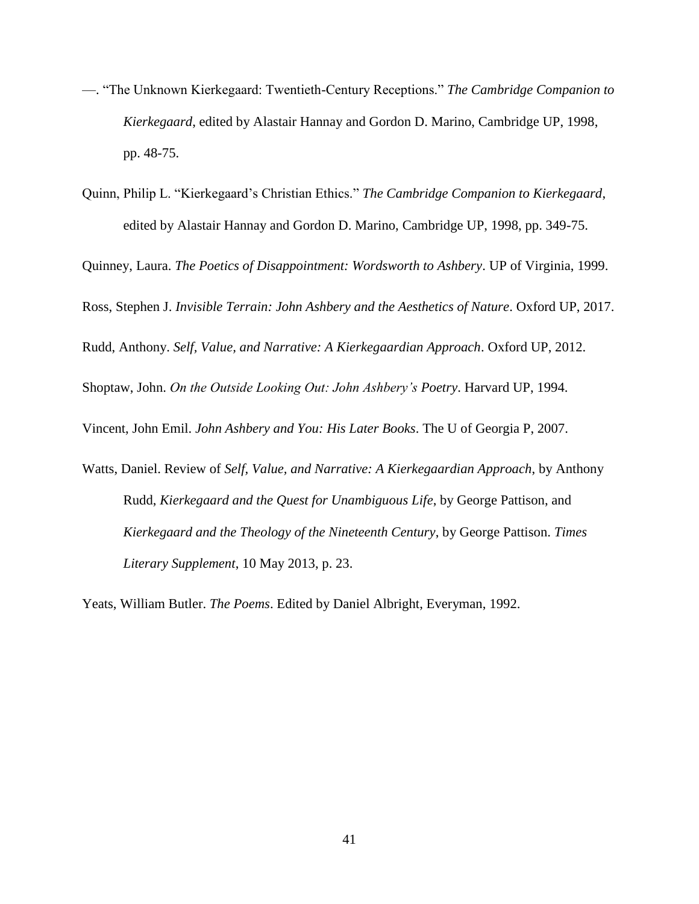—. "The Unknown Kierkegaard: Twentieth-Century Receptions." *The Cambridge Companion to Kierkegaard*, edited by Alastair Hannay and Gordon D. Marino, Cambridge UP, 1998, pp. 48-75.

Quinn, Philip L. "Kierkegaard's Christian Ethics." *The Cambridge Companion to Kierkegaard*, edited by Alastair Hannay and Gordon D. Marino, Cambridge UP, 1998, pp. 349-75.

Quinney, Laura. *The Poetics of Disappointment: Wordsworth to Ashbery*. UP of Virginia, 1999.

Ross, Stephen J. *Invisible Terrain: John Ashbery and the Aesthetics of Nature*. Oxford UP, 2017.

Rudd, Anthony. *Self, Value, and Narrative: A Kierkegaardian Approach*. Oxford UP, 2012.

Shoptaw, John. *On the Outside Looking Out: John Ashbery's Poetry*. Harvard UP, 1994.

Vincent, John Emil. *John Ashbery and You: His Later Books*. The U of Georgia P, 2007.

Watts, Daniel. Review of *Self, Value, and Narrative: A Kierkegaardian Approach*, by Anthony Rudd, *Kierkegaard and the Quest for Unambiguous Life*, by George Pattison, and *Kierkegaard and the Theology of the Nineteenth Century*, by George Pattison. *Times Literary Supplement*, 10 May 2013, p. 23.

Yeats, William Butler. *The Poems*. Edited by Daniel Albright, Everyman, 1992.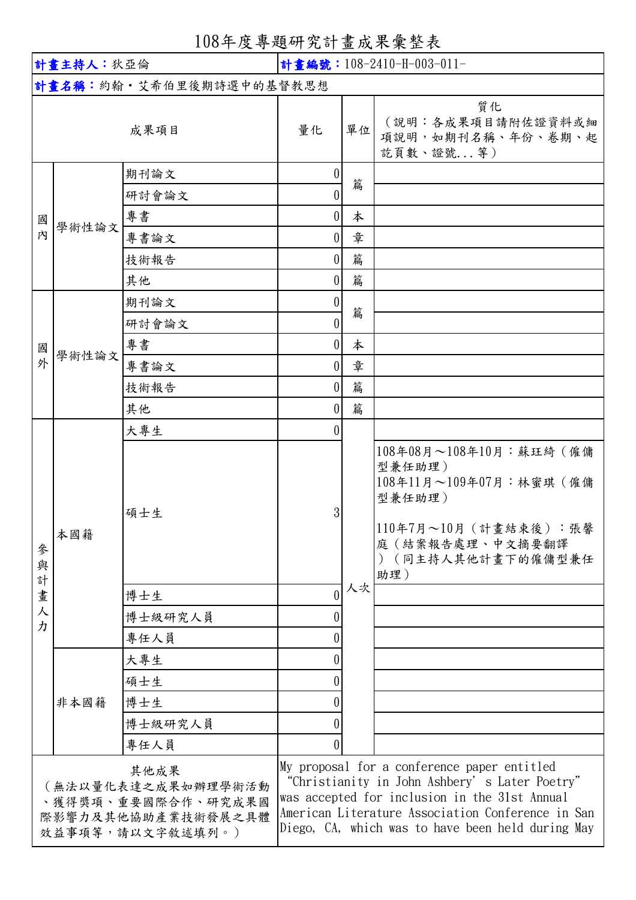# 108年度專題研究計畫成果彙整表

| **計畫主持人**：狄亞倫 | | | **計畫編號**：108-2410-H-003-011- | | |
|---|---|---|---|---|---|
| **計畫名稱**：約翰・艾希伯里後期詩選中的基督教思想 | | | | | |
| 成果項目 | | | 量化 | 單位 | 質化<br>（說明：各成果項目請附佐證資料或細項說明，如期刊名稱、年份、卷期、起訖頁數、證號...等） |
| 國內 | 學術性論文 | 期刊論文 | 0 | 篇 | |
| | | 研討會論文 | 0 | | |
| | | 專書 | 0 | 本 | |
| | | 專書論文 | 0 | 章 | |
| | | 技術報告 | 0 | 篇 | |
| | | 其他 | 0 | 篇 | |
| 國外 | 學術性論文 | 期刊論文 | 0 | 篇 | |
| | | 研討會論文 | 0 | | |
| | | 專書 | 0 | 本 | |
| | | 專書論文 | 0 | 章 | |
| | | 技術報告 | 0 | 篇 | |
| | | 其他 | 0 | 篇 | |
| 參與計畫人力 | 本國籍 | 大專生 | 0 | 人次 | |
| | | 碩士生 | 3 | | 108年08月～108年10月：蘇玨綺（僱傭型兼任助理）<br>108年11月～109年07月：林蜜琪（僱傭型兼任助理）<br><br>110年7月～10月（計畫結束後）：張馨庭（結案報告處理、中文摘要翻譯）（同主持人其他計畫下的僱傭型兼任助理） |
| | | 博士生 | 0 | | |
| | | 博士級研究人員 | 0 | | |
| | | 專任人員 | 0 | | |
| | 非本國籍 | 大專生 | 0 | | |
| | | 碩士生 | 0 | | |
| | | 博士生 | 0 | | |
| | | 博士級研究人員 | 0 | | |
| | | 專任人員 | 0 | | |
| 其他成果<br>（無法以量化表達之成果如辦理學術活動、獲得獎項、重要國際合作、研究成果國際影響力及其他協助產業技術發展之具體效益事項等，請以文字敘述填列。） | | | My proposal for a conference paper entitled "Christianity in John Ashbery's Later Poetry" was accepted for inclusion in the 31st Annual American Literature Association Conference in San Diego, CA, which was to have been held during May | | |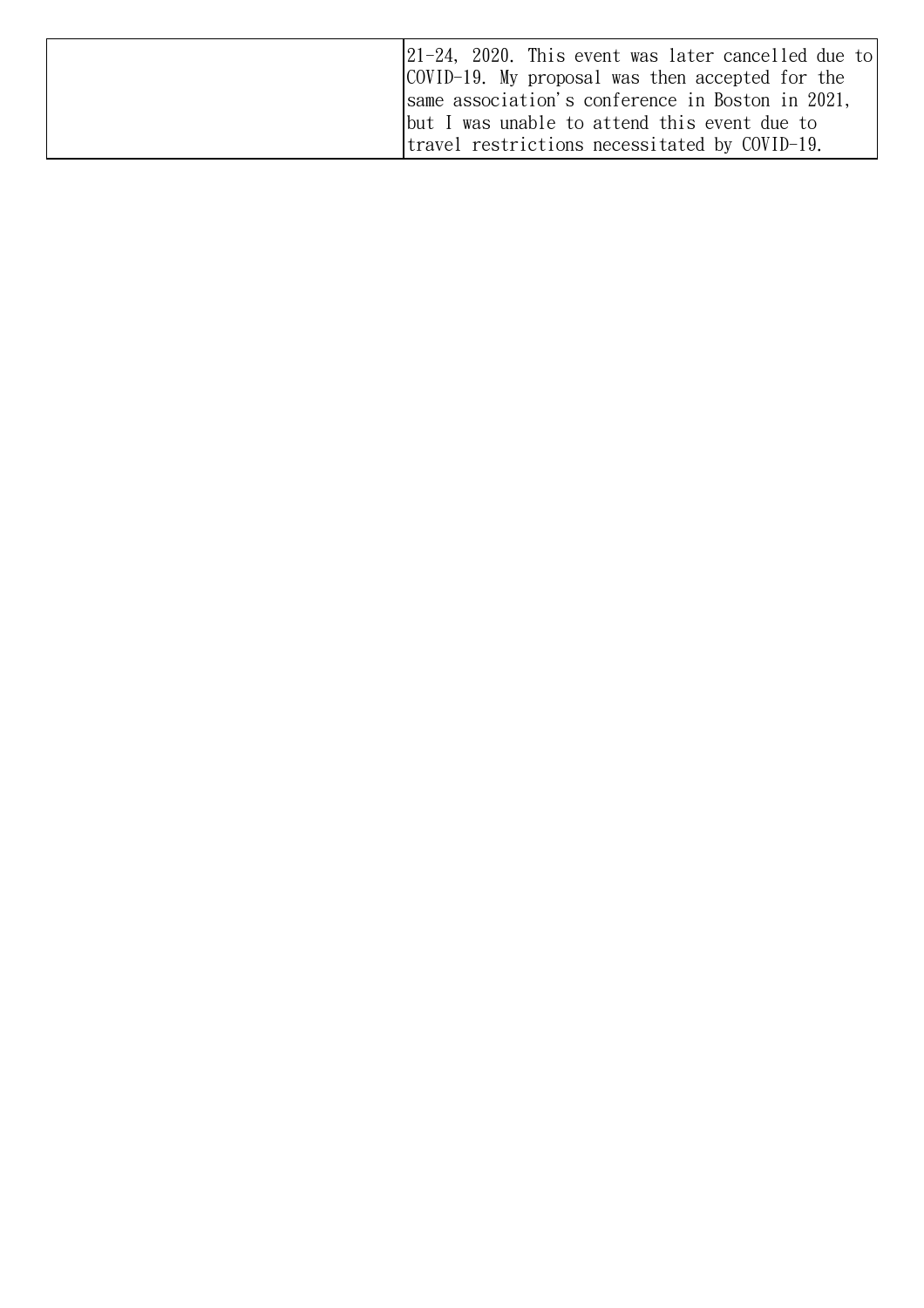| | |
|---|---|
| | 21-24, 2020. This event was later cancelled due to COVID-19. My proposal was then accepted for the same association's conference in Boston in 2021, but I was unable to attend this event due to travel restrictions necessitated by COVID-19. |